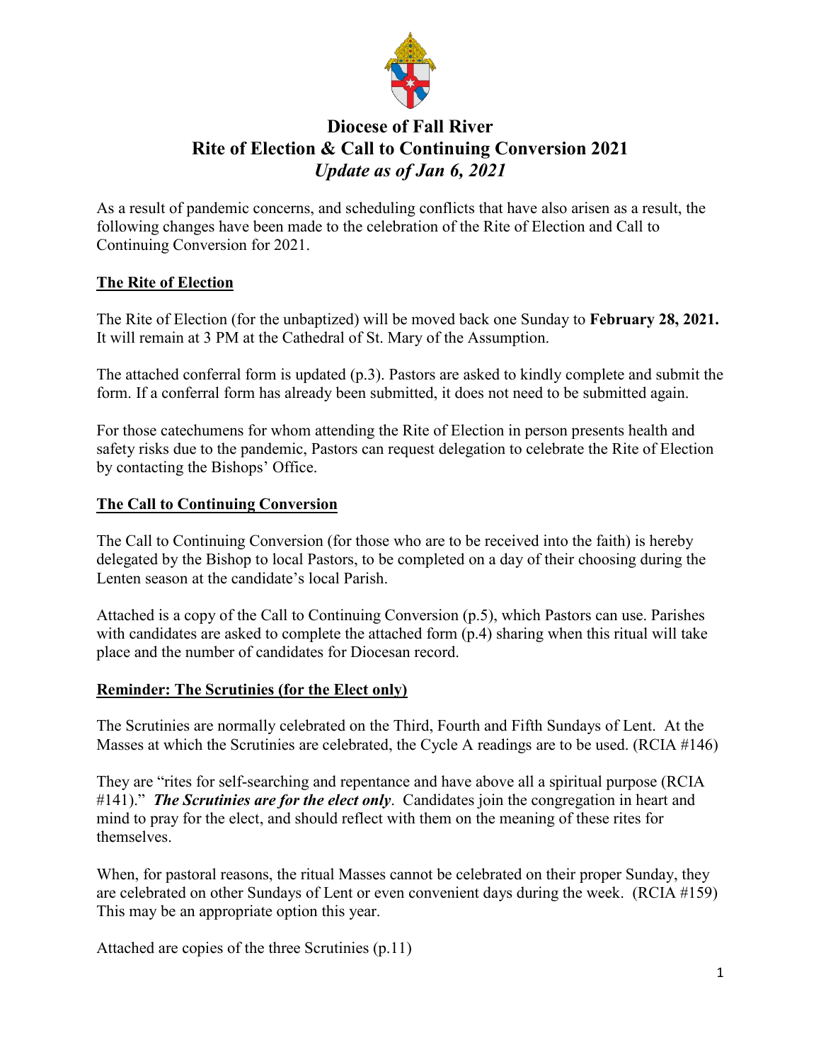# Diocese of Fall River
# Rite of Election & Call to Continuing Conversion 2021
## *Update as of Jan 6, 2021*

As a result of pandemic concerns, and scheduling conflicts that have also arisen as a result, the following changes have been made to the celebration of the Rite of Election and Call to Continuing Conversion for 2021.

### The Rite of Election

The Rite of Election (for the unbaptized) will be moved back one Sunday to **February 28, 2021.** It will remain at 3 PM at the Cathedral of St. Mary of the Assumption.

The attached conferral form is updated (p.3). Pastors are asked to kindly complete and submit the form. If a conferral form has already been submitted, it does not need to be submitted again.

For those catechumens for whom attending the Rite of Election in person presents health and safety risks due to the pandemic, Pastors can request delegation to celebrate the Rite of Election by contacting the Bishops' Office.

### The Call to Continuing Conversion

The Call to Continuing Conversion (for those who are to be received into the faith) is hereby delegated by the Bishop to local Pastors, to be completed on a day of their choosing during the Lenten season at the candidate's local Parish.

Attached is a copy of the Call to Continuing Conversion (p.5), which Pastors can use. Parishes with candidates are asked to complete the attached form (p.4) sharing when this ritual will take place and the number of candidates for Diocesan record.

### Reminder: The Scrutinies (for the Elect only)

The Scrutinies are normally celebrated on the Third, Fourth and Fifth Sundays of Lent. At the Masses at which the Scrutinies are celebrated, the Cycle A readings are to be used. (RCIA #146)

They are "rites for self-searching and repentance and have above all a spiritual purpose (RCIA #141)." ***The Scrutinies are for the elect only***. Candidates join the congregation in heart and mind to pray for the elect, and should reflect with them on the meaning of these rites for themselves.

When, for pastoral reasons, the ritual Masses cannot be celebrated on their proper Sunday, they are celebrated on other Sundays of Lent or even convenient days during the week. (RCIA #159) This may be an appropriate option this year.

Attached are copies of the three Scrutinies (p.11)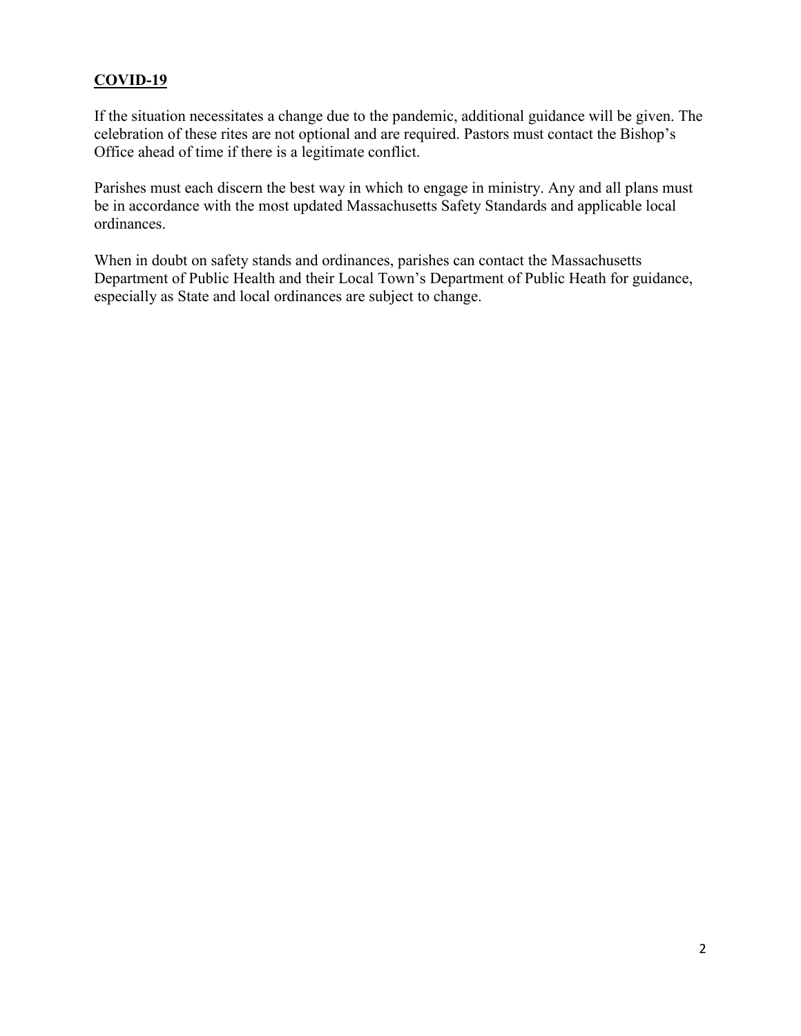## **COVID-19**

If the situation necessitates a change due to the pandemic, additional guidance will be given. The celebration of these rites are not optional and are required. Pastors must contact the Bishop's Office ahead of time if there is a legitimate conflict.

Parishes must each discern the best way in which to engage in ministry. Any and all plans must be in accordance with the most updated Massachusetts Safety Standards and applicable local ordinances.

When in doubt on safety stands and ordinances, parishes can contact the Massachusetts Department of Public Health and their Local Town's Department of Public Heath for guidance, especially as State and local ordinances are subject to change.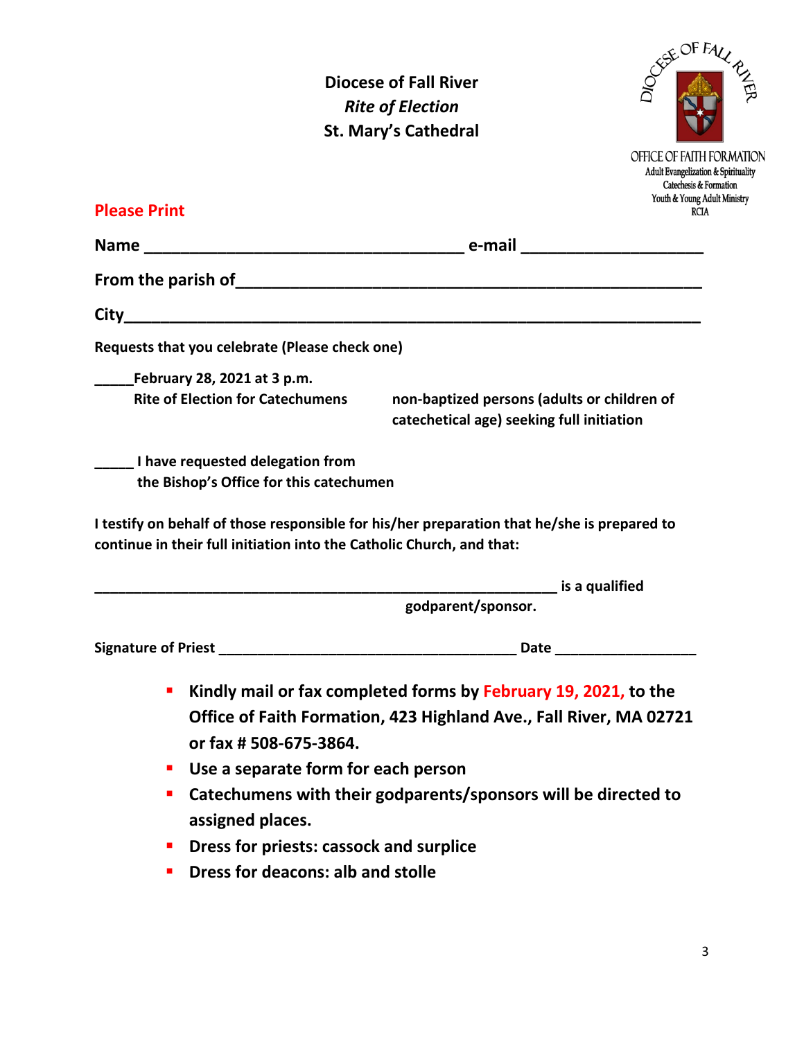**Diocese of Fall River**
***Rite of Election***
**St. Mary's Cathedral**

DIOCESE OF FALL RIVER

OFFICE OF FAITH FORMATION
Adult Evangelization & Spirituality
Catechesis & Formation
Youth & Young Adult Ministry
RCIA

**Please Print**

**Name** ____________________________________ **e-mail** ____________________

**From the parish of**____________________________________________________

**City**______________________________________________________________

**Requests that you celebrate (Please check one)**

_____**February 28, 2021 at 3 p.m.**
**Rite of Election for Catechumens** — **non-baptized persons (adults or children of catechetical age) seeking full initiation**

_____ **I have requested delegation from the Bishop's Office for this catechumen**

**I testify on behalf of those responsible for his/her preparation that he/she is prepared to continue in their full initiation into the Catholic Church, and that:**

____________________________________________________ **is a qualified godparent/sponsor.**

**Signature of Priest** ______________________________________ **Date** __________________

- **Kindly mail or fax completed forms by February 19, 2021, to the Office of Faith Formation, 423 Highland Ave., Fall River, MA 02721 or fax # 508-675-3864.**
- **Use a separate form for each person**
- **Catechumens with their godparents/sponsors will be directed to assigned places.**
- **Dress for priests: cassock and surplice**
- **Dress for deacons: alb and stolle**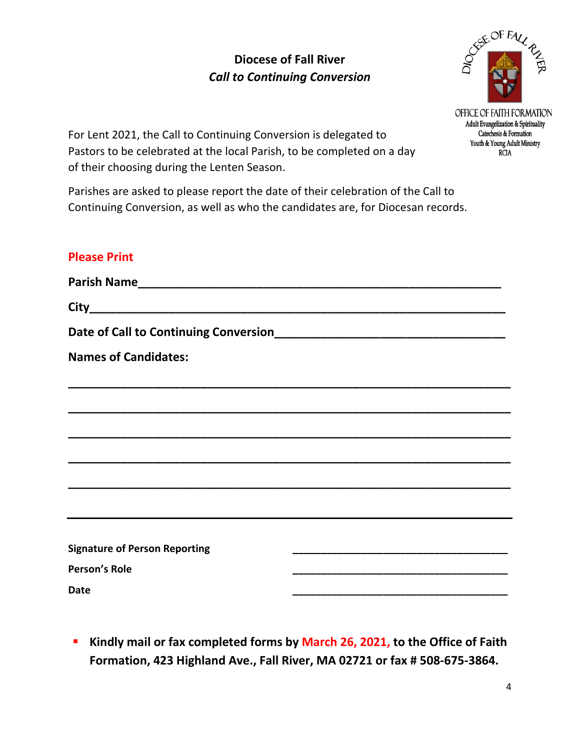# Diocese of Fall River
## *Call to Continuing Conversion*

OFFICE OF FAITH FORMATION
Adult Evangelization & Spirituality
Catechesis & Formation
Youth & Young Adult Ministry
RCIA

For Lent 2021, the Call to Continuing Conversion is delegated to Pastors to be celebrated at the local Parish, to be completed on a day of their choosing during the Lenten Season.

Parishes are asked to please report the date of their celebration of the Call to Continuing Conversion, as well as who the candidates are, for Diocesan records.

**Please Print**

**Parish Name**\_\_\_\_\_\_\_\_\_\_\_\_\_\_\_\_\_\_\_\_\_\_\_\_\_\_\_\_\_\_\_\_\_\_\_\_\_\_\_\_\_\_\_\_\_\_\_\_

**City**\_\_\_\_\_\_\_\_\_\_\_\_\_\_\_\_\_\_\_\_\_\_\_\_\_\_\_\_\_\_\_\_\_\_\_\_\_\_\_\_\_\_\_\_\_\_\_\_\_\_\_\_\_\_

**Date of Call to Continuing Conversion**\_\_\_\_\_\_\_\_\_\_\_\_\_\_\_\_\_\_\_\_\_\_\_\_\_\_\_\_\_\_\_\_

**Names of Candidates:**

\_\_\_\_\_\_\_\_\_\_\_\_\_\_\_\_\_\_\_\_\_\_\_\_\_\_\_\_\_\_\_\_\_\_\_\_\_\_\_\_\_\_\_\_\_\_\_\_\_\_\_\_\_\_\_\_\_\_\_\_

\_\_\_\_\_\_\_\_\_\_\_\_\_\_\_\_\_\_\_\_\_\_\_\_\_\_\_\_\_\_\_\_\_\_\_\_\_\_\_\_\_\_\_\_\_\_\_\_\_\_\_\_\_\_\_\_\_\_\_\_

\_\_\_\_\_\_\_\_\_\_\_\_\_\_\_\_\_\_\_\_\_\_\_\_\_\_\_\_\_\_\_\_\_\_\_\_\_\_\_\_\_\_\_\_\_\_\_\_\_\_\_\_\_\_\_\_\_\_\_\_

\_\_\_\_\_\_\_\_\_\_\_\_\_\_\_\_\_\_\_\_\_\_\_\_\_\_\_\_\_\_\_\_\_\_\_\_\_\_\_\_\_\_\_\_\_\_\_\_\_\_\_\_\_\_\_\_\_\_\_\_

\_\_\_\_\_\_\_\_\_\_\_\_\_\_\_\_\_\_\_\_\_\_\_\_\_\_\_\_\_\_\_\_\_\_\_\_\_\_\_\_\_\_\_\_\_\_\_\_\_\_\_\_\_\_\_\_\_\_\_\_

---

**Signature of Person Reporting** \_\_\_\_\_\_\_\_\_\_\_\_\_\_\_\_\_\_\_\_\_\_\_\_\_\_\_\_

**Person's Role** \_\_\_\_\_\_\_\_\_\_\_\_\_\_\_\_\_\_\_\_\_\_\_\_\_\_\_\_

**Date** \_\_\_\_\_\_\_\_\_\_\_\_\_\_\_\_\_\_\_\_\_\_\_\_\_\_\_\_

- **Kindly mail or fax completed forms by March 26, 2021, to the Office of Faith Formation, 423 Highland Ave., Fall River, MA 02721 or fax # 508-675-3864.**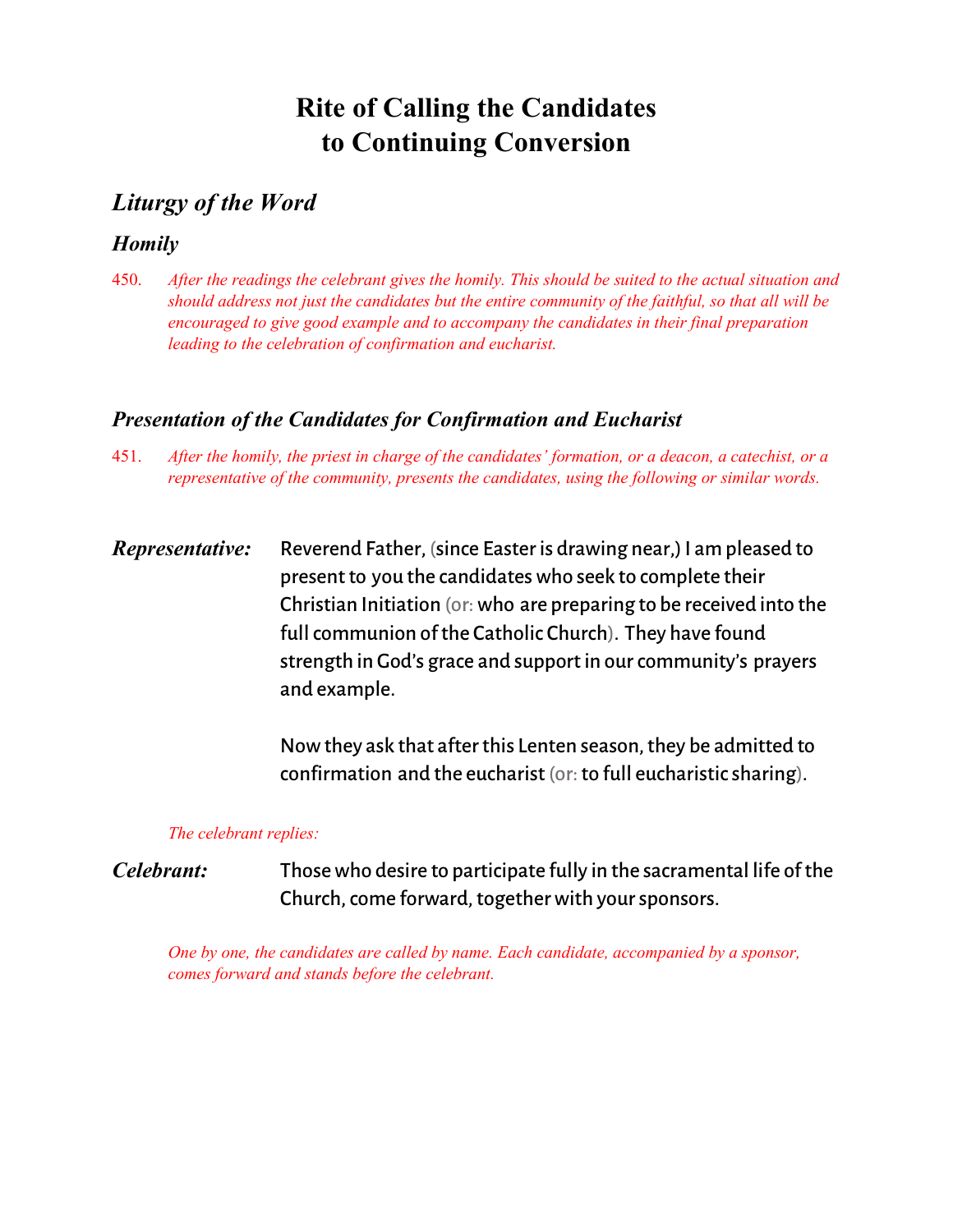# Rite of Calling the Candidates to Continuing Conversion

## *Liturgy of the Word*

### *Homily*

450. *After the readings the celebrant gives the homily. This should be suited to the actual situation and should address not just the candidates but the entire community of the faithful, so that all will be encouraged to give good example and to accompany the candidates in their final preparation leading to the celebration of confirmation and eucharist.*

### *Presentation of the Candidates for Confirmation and Eucharist*

451. *After the homily, the priest in charge of the candidates' formation, or a deacon, a catechist, or a representative of the community, presents the candidates, using the following or similar words.*

***Representative:*** Reverend Father, (since Easter is drawing near,) I am pleased to present to you the candidates who seek to complete their Christian Initiation (or: who are preparing to be received into the full communion of the Catholic Church). They have found strength in God's grace and support in our community's prayers and example.

Now they ask that after this Lenten season, they be admitted to confirmation and the eucharist (or: to full eucharistic sharing).

*The celebrant replies:*

***Celebrant:*** Those who desire to participate fully in the sacramental life of the Church, come forward, together with your sponsors.

*One by one, the candidates are called by name. Each candidate, accompanied by a sponsor, comes forward and stands before the celebrant.*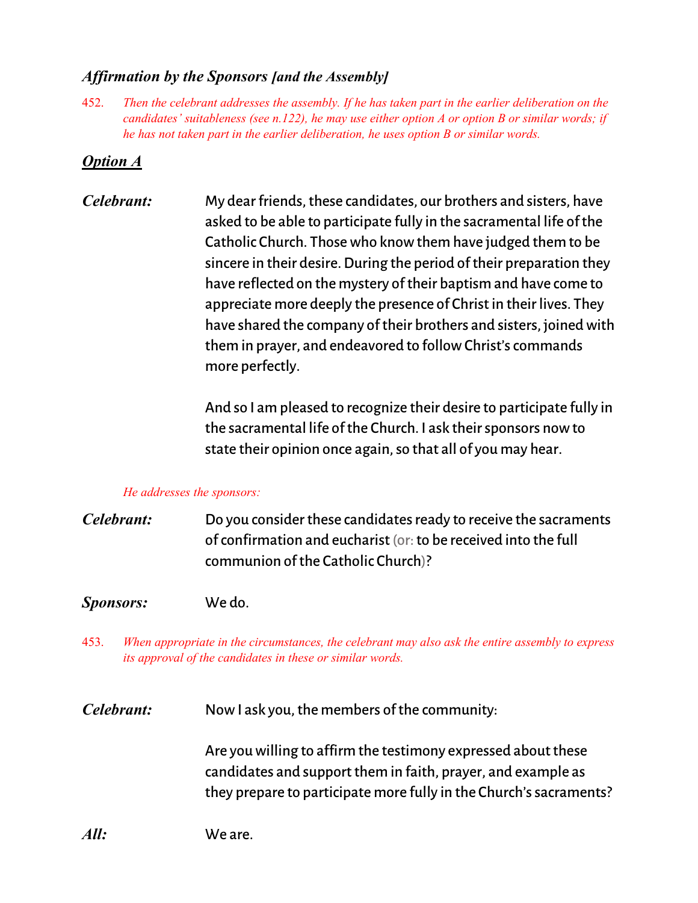### *Affirmation by the Sponsors [and the Assembly]*

452. *Then the celebrant addresses the assembly. If he has taken part in the earlier deliberation on the candidates' suitableness (see n.122), he may use either option A or option B or similar words; if he has not taken part in the earlier deliberation, he uses option B or similar words.*

### ***Option A***

***Celebrant:*** My dear friends, these candidates, our brothers and sisters, have asked to be able to participate fully in the sacramental life of the Catholic Church. Those who know them have judged them to be sincere in their desire. During the period of their preparation they have reflected on the mystery of their baptism and have come to appreciate more deeply the presence of Christ in their lives. They have shared the company of their brothers and sisters, joined with them in prayer, and endeavored to follow Christ's commands more perfectly.

And so I am pleased to recognize their desire to participate fully in the sacramental life of the Church. I ask their sponsors now to state their opinion once again, so that all of you may hear.

*He addresses the sponsors:*

***Celebrant:*** Do you consider these candidates ready to receive the sacraments of confirmation and eucharist (or: to be received into the full communion of the Catholic Church)?

***Sponsors:*** We do.

453. *When appropriate in the circumstances, the celebrant may also ask the entire assembly to express its approval of the candidates in these or similar words.*

***Celebrant:*** Now I ask you, the members of the community:

Are you willing to affirm the testimony expressed about these candidates and support them in faith, prayer, and example as they prepare to participate more fully in the Church's sacraments?

***All:*** We are.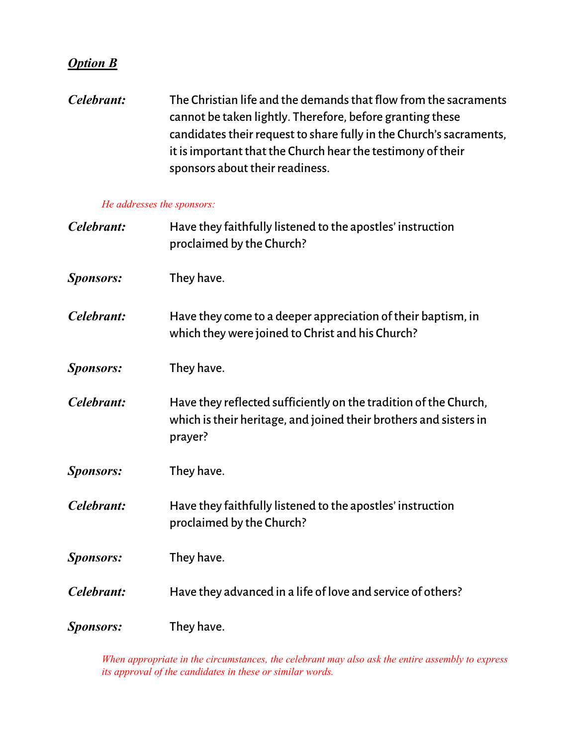***Option B***

***Celebrant:*** The Christian life and the demands that flow from the sacraments cannot be taken lightly. Therefore, before granting these candidates their request to share fully in the Church's sacraments, it is important that the Church hear the testimony of their sponsors about their readiness.

*He addresses the sponsors:*

***Celebrant:*** Have they faithfully listened to the apostles' instruction proclaimed by the Church?

***Sponsors:*** They have.

***Celebrant:*** Have they come to a deeper appreciation of their baptism, in which they were joined to Christ and his Church?

***Sponsors:*** They have.

***Celebrant:*** Have they reflected sufficiently on the tradition of the Church, which is their heritage, and joined their brothers and sisters in prayer?

***Sponsors:*** They have.

***Celebrant:*** Have they faithfully listened to the apostles' instruction proclaimed by the Church?

***Sponsors:*** They have.

***Celebrant:*** Have they advanced in a life of love and service of others?

***Sponsors:*** They have.

*When appropriate in the circumstances, the celebrant may also ask the entire assembly to express its approval of the candidates in these or similar words.*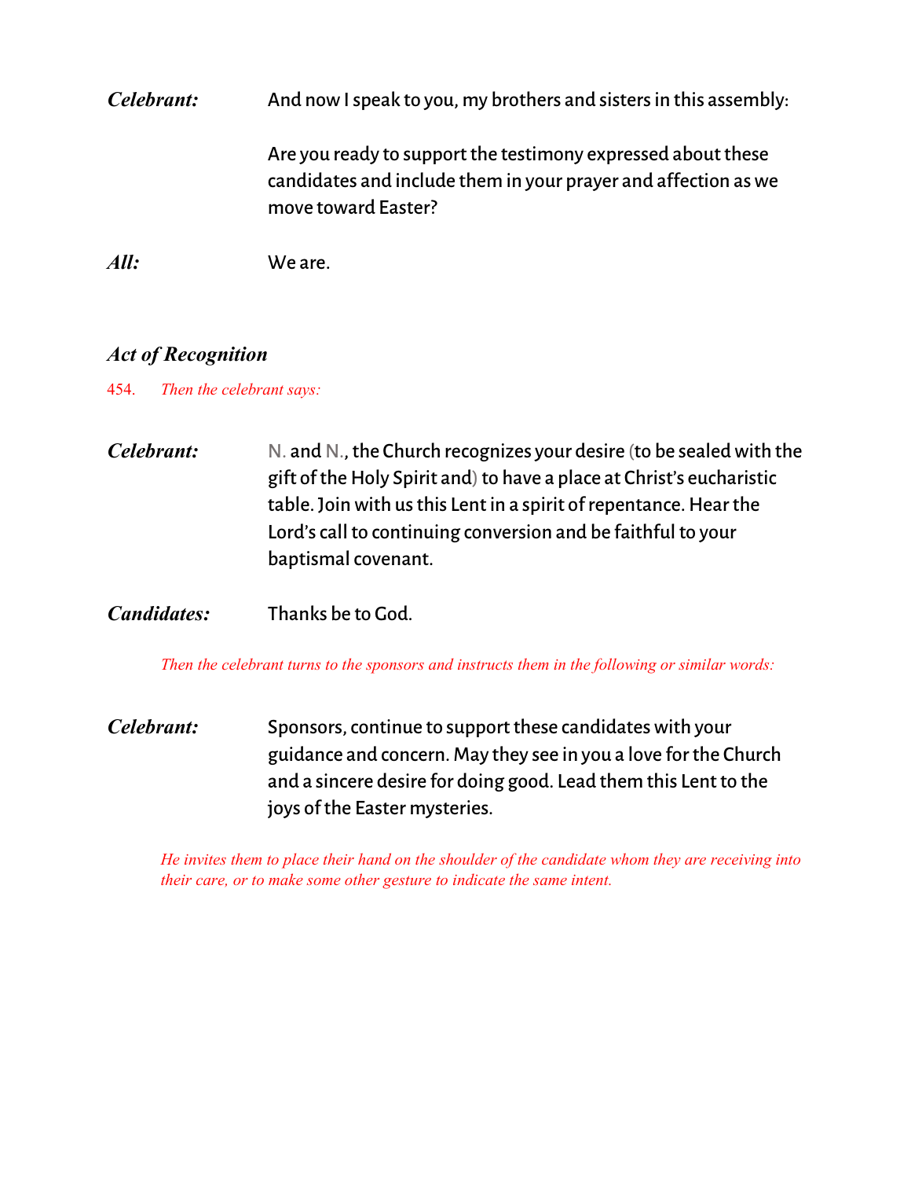***Celebrant:*** And now I speak to you, my brothers and sisters in this assembly:

Are you ready to support the testimony expressed about these candidates and include them in your prayer and affection as we move toward Easter?

***All:*** We are.

### *Act of Recognition*

454. *Then the celebrant says:*

***Celebrant:*** N. and N., the Church recognizes your desire (to be sealed with the gift of the Holy Spirit and) to have a place at Christ's eucharistic table. Join with us this Lent in a spirit of repentance. Hear the Lord's call to continuing conversion and be faithful to your baptismal covenant.

***Candidates:*** Thanks be to God.

*Then the celebrant turns to the sponsors and instructs them in the following or similar words:*

***Celebrant:*** Sponsors, continue to support these candidates with your guidance and concern. May they see in you a love for the Church and a sincere desire for doing good. Lead them this Lent to the joys of the Easter mysteries.

*He invites them to place their hand on the shoulder of the candidate whom they are receiving into their care, or to make some other gesture to indicate the same intent.*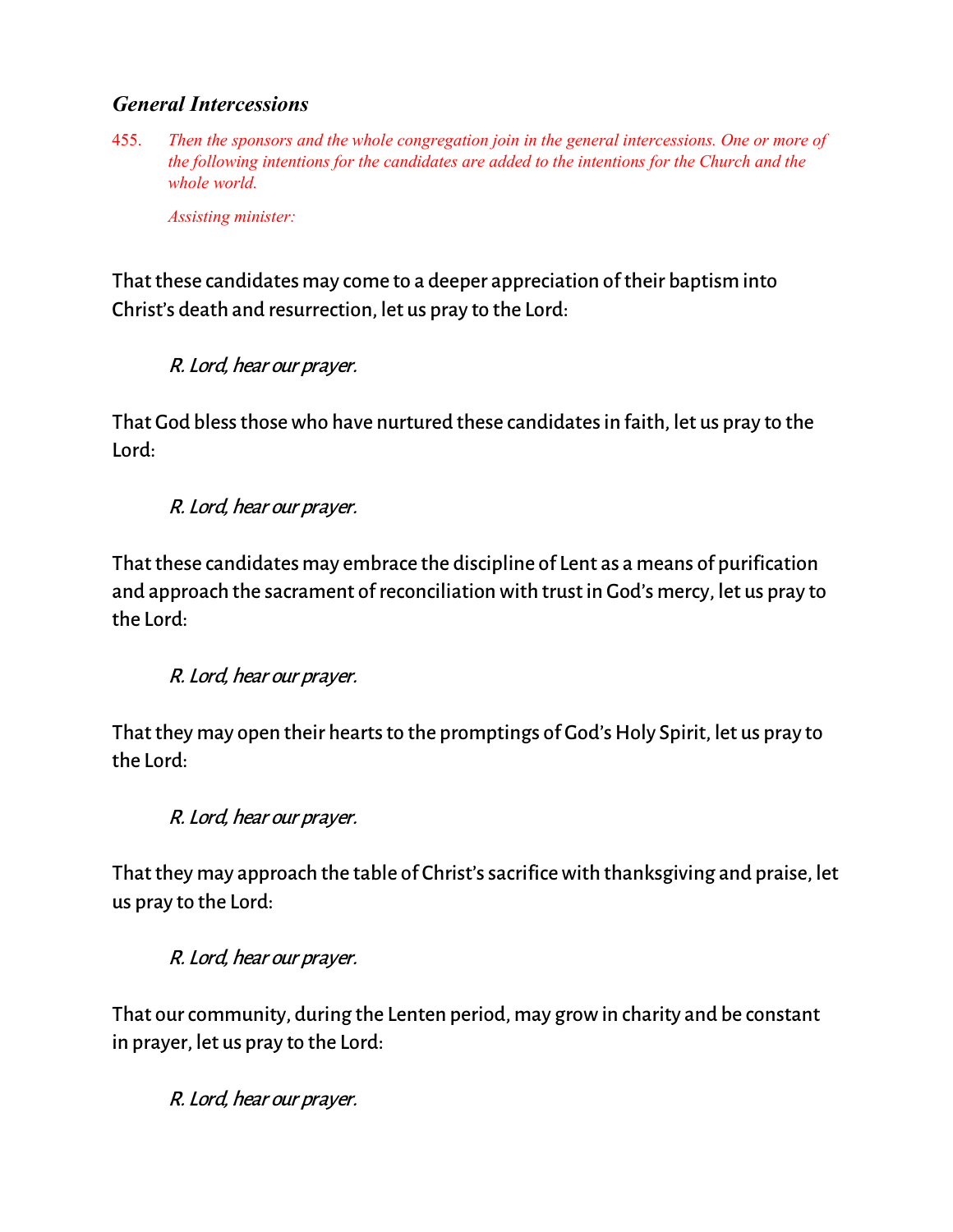### *General Intercessions*

455. *Then the sponsors and the whole congregation join in the general intercessions. One or more of the following intentions for the candidates are added to the intentions for the Church and the whole world.*

*Assisting minister:*

That these candidates may come to a deeper appreciation of their baptism into Christ's death and resurrection, let us pray to the Lord:

*R. Lord, hear our prayer.*

That God bless those who have nurtured these candidates in faith, let us pray to the Lord:

*R. Lord, hear our prayer.*

That these candidates may embrace the discipline of Lent as a means of purification and approach the sacrament of reconciliation with trust in God's mercy, let us pray to the Lord:

*R. Lord, hear our prayer.*

That they may open their hearts to the promptings of God's Holy Spirit, let us pray to the Lord:

*R. Lord, hear our prayer.*

That they may approach the table of Christ's sacrifice with thanksgiving and praise, let us pray to the Lord:

*R. Lord, hear our prayer.*

That our community, during the Lenten period, may grow in charity and be constant in prayer, let us pray to the Lord:

*R. Lord, hear our prayer.*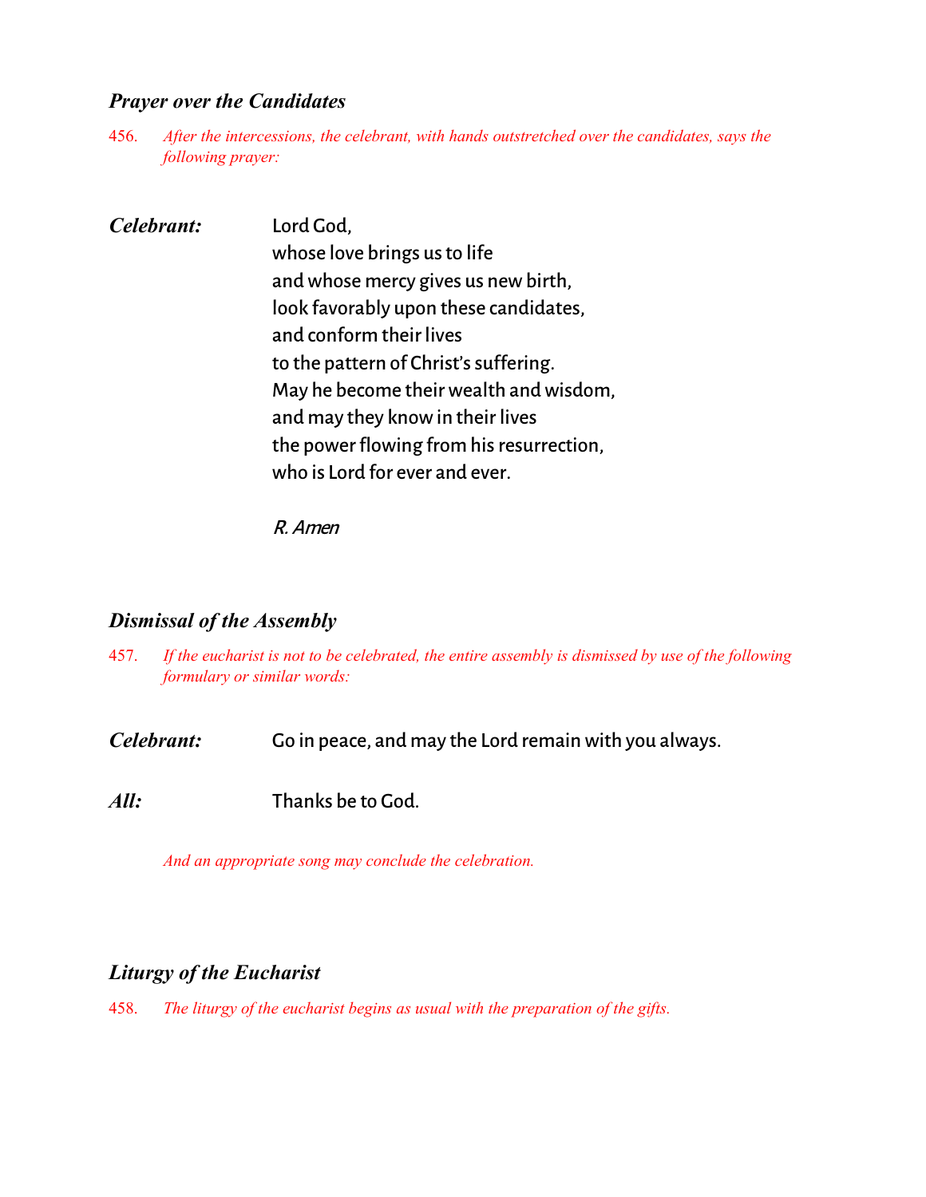### *Prayer over the Candidates*

456. *After the intercessions, the celebrant, with hands outstretched over the candidates, says the following prayer:*

***Celebrant:*** Lord God,
whose love brings us to life
and whose mercy gives us new birth,
look favorably upon these candidates,
and conform their lives
to the pattern of Christ's suffering.
May he become their wealth and wisdom,
and may they know in their lives
the power flowing from his resurrection,
who is Lord for ever and ever.

*R. Amen*

### *Dismissal of the Assembly*

457. *If the eucharist is not to be celebrated, the entire assembly is dismissed by use of the following formulary or similar words:*

***Celebrant:*** Go in peace, and may the Lord remain with you always.

***All:*** Thanks be to God.

*And an appropriate song may conclude the celebration.*

### *Liturgy of the Eucharist*

458. *The liturgy of the eucharist begins as usual with the preparation of the gifts.*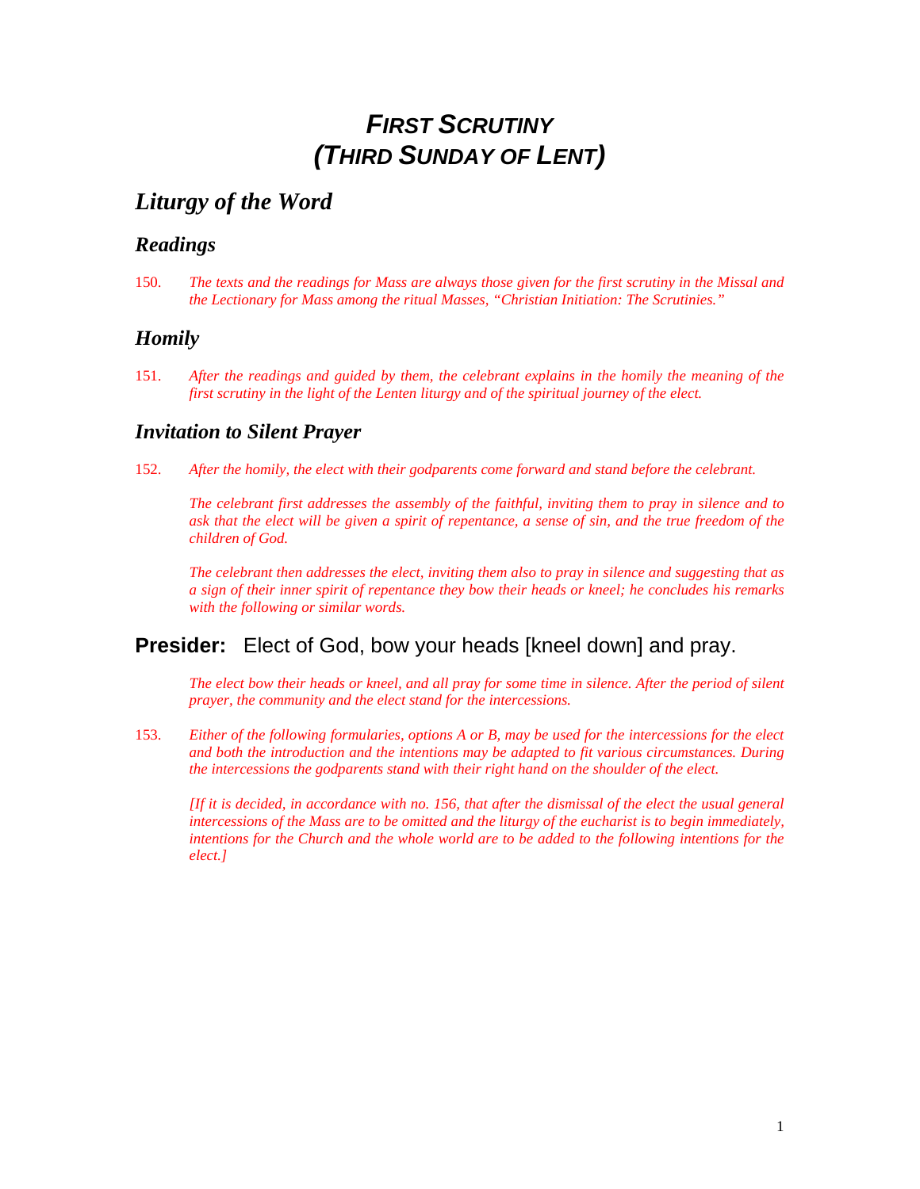# *FIRST SCRUTINY (THIRD SUNDAY OF LENT)*

## *Liturgy of the Word*

### *Readings*

150. *The texts and the readings for Mass are always those given for the first scrutiny in the Missal and the Lectionary for Mass among the ritual Masses, "Christian Initiation: The Scrutinies."*

### *Homily*

151. *After the readings and guided by them, the celebrant explains in the homily the meaning of the first scrutiny in the light of the Lenten liturgy and of the spiritual journey of the elect.*

### *Invitation to Silent Prayer*

152. *After the homily, the elect with their godparents come forward and stand before the celebrant.*

*The celebrant first addresses the assembly of the faithful, inviting them to pray in silence and to ask that the elect will be given a spirit of repentance, a sense of sin, and the true freedom of the children of God.*

*The celebrant then addresses the elect, inviting them also to pray in silence and suggesting that as a sign of their inner spirit of repentance they bow their heads or kneel; he concludes his remarks with the following or similar words.*

**Presider:** Elect of God, bow your heads [kneel down] and pray.

*The elect bow their heads or kneel, and all pray for some time in silence. After the period of silent prayer, the community and the elect stand for the intercessions.*

153. *Either of the following formularies, options A or B, may be used for the intercessions for the elect and both the introduction and the intentions may be adapted to fit various circumstances. During the intercessions the godparents stand with their right hand on the shoulder of the elect.*

*[If it is decided, in accordance with no. 156, that after the dismissal of the elect the usual general intercessions of the Mass are to be omitted and the liturgy of the eucharist is to begin immediately, intentions for the Church and the whole world are to be added to the following intentions for the elect.]*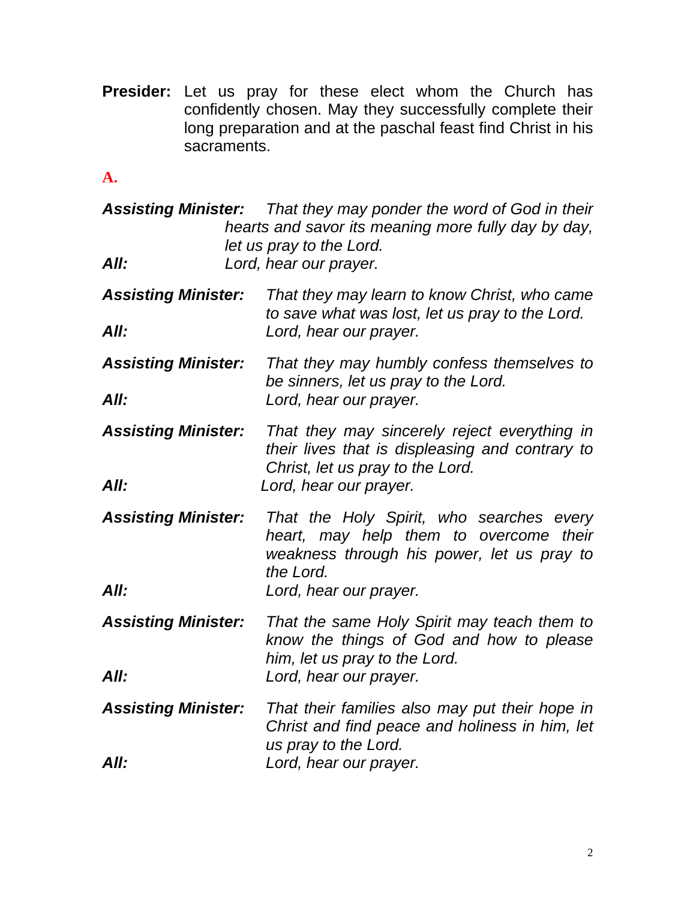**Presider:** Let us pray for these elect whom the Church has confidently chosen. May they successfully complete their long preparation and at the paschal feast find Christ in his sacraments.

**A.**

***Assisting Minister:*** *That they may ponder the word of God in their hearts and savor its meaning more fully day by day, let us pray to the Lord.*

***All:*** *Lord, hear our prayer.*

***Assisting Minister:*** *That they may learn to know Christ, who came to save what was lost, let us pray to the Lord.*

***All:*** *Lord, hear our prayer.*

***Assisting Minister:*** *That they may humbly confess themselves to be sinners, let us pray to the Lord.*

***All:*** *Lord, hear our prayer.*

***Assisting Minister:*** *That they may sincerely reject everything in their lives that is displeasing and contrary to Christ, let us pray to the Lord.*

***All:*** *Lord, hear our prayer.*

***Assisting Minister:*** *That the Holy Spirit, who searches every heart, may help them to overcome their weakness through his power, let us pray to the Lord.*

***All:*** *Lord, hear our prayer.*

***Assisting Minister:*** *That the same Holy Spirit may teach them to know the things of God and how to please him, let us pray to the Lord.*

***All:*** *Lord, hear our prayer.*

***Assisting Minister:*** *That their families also may put their hope in Christ and find peace and holiness in him, let us pray to the Lord.*

***All:*** *Lord, hear our prayer.*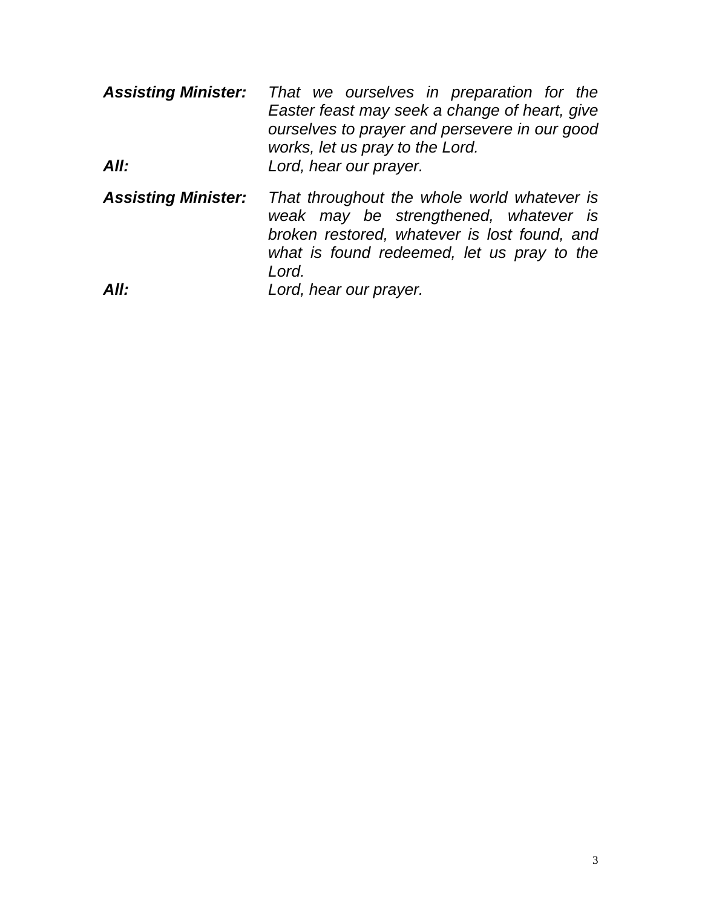***Assisting Minister:*** *That we ourselves in preparation for the Easter feast may seek a change of heart, give ourselves to prayer and persevere in our good works, let us pray to the Lord.*

***All:*** *Lord, hear our prayer.*

***Assisting Minister:*** *That throughout the whole world whatever is weak may be strengthened, whatever is broken restored, whatever is lost found, and what is found redeemed, let us pray to the Lord.*

***All:*** *Lord, hear our prayer.*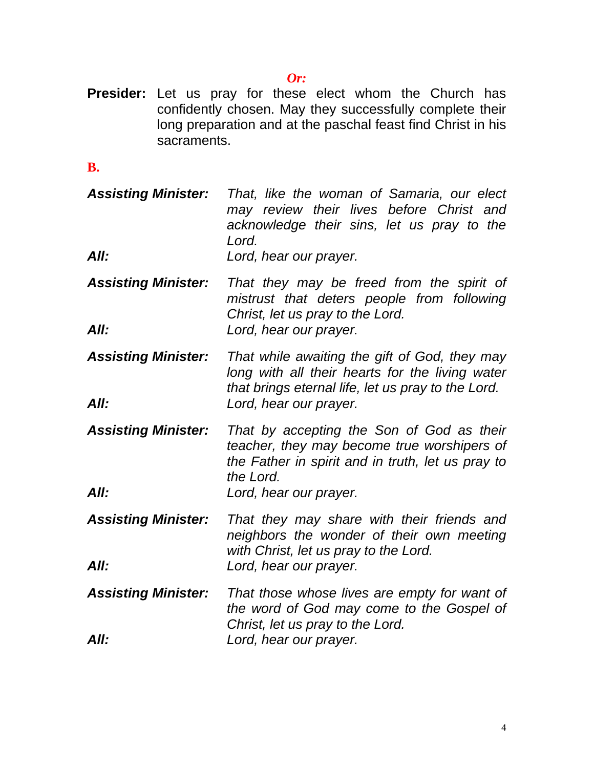***Or:***

**Presider:** Let us pray for these elect whom the Church has confidently chosen. May they successfully complete their long preparation and at the paschal feast find Christ in his sacraments.

**B.**

***Assisting Minister:*** *That, like the woman of Samaria, our elect may review their lives before Christ and acknowledge their sins, let us pray to the Lord.*

***All:*** *Lord, hear our prayer.*

***Assisting Minister:*** *That they may be freed from the spirit of mistrust that deters people from following Christ, let us pray to the Lord.*

***All:*** *Lord, hear our prayer.*

***Assisting Minister:*** *That while awaiting the gift of God, they may long with all their hearts for the living water that brings eternal life, let us pray to the Lord.*

***All:*** *Lord, hear our prayer.*

***Assisting Minister:*** *That by accepting the Son of God as their teacher, they may become true worshipers of the Father in spirit and in truth, let us pray to the Lord.*

***All:*** *Lord, hear our prayer.*

***Assisting Minister:*** *That they may share with their friends and neighbors the wonder of their own meeting with Christ, let us pray to the Lord.*

***All:*** *Lord, hear our prayer.*

***Assisting Minister:*** *That those whose lives are empty for want of the word of God may come to the Gospel of Christ, let us pray to the Lord.*

***All:*** *Lord, hear our prayer.*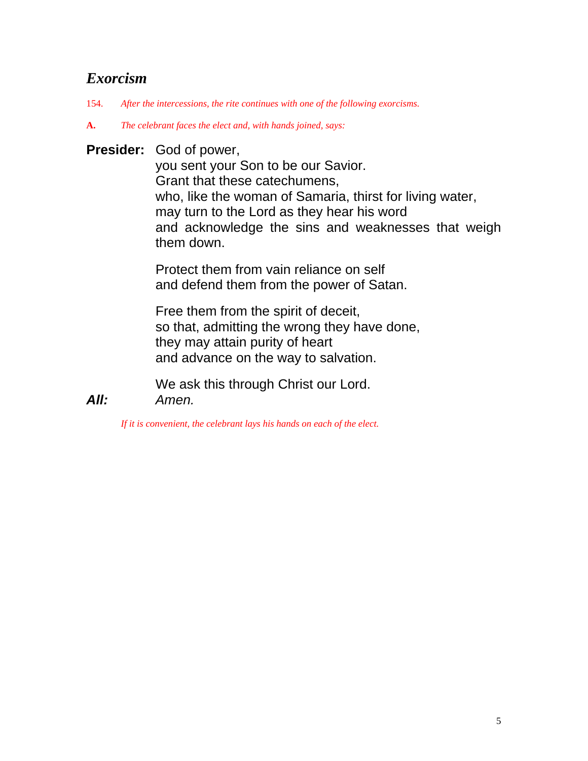## *Exorcism*

154. *After the intercessions, the rite continues with one of the following exorcisms.*

**A.** *The celebrant faces the elect and, with hands joined, says:*

**Presider:** God of power,
you sent your Son to be our Savior.
Grant that these catechumens,
who, like the woman of Samaria, thirst for living water,
may turn to the Lord as they hear his word
and acknowledge the sins and weaknesses that weigh them down.

Protect them from vain reliance on self
and defend them from the power of Satan.

Free them from the spirit of deceit,
so that, admitting the wrong they have done,
they may attain purity of heart
and advance on the way to salvation.

We ask this through Christ our Lord.

***All:*** *Amen.*

*If it is convenient, the celebrant lays his hands on each of the elect.*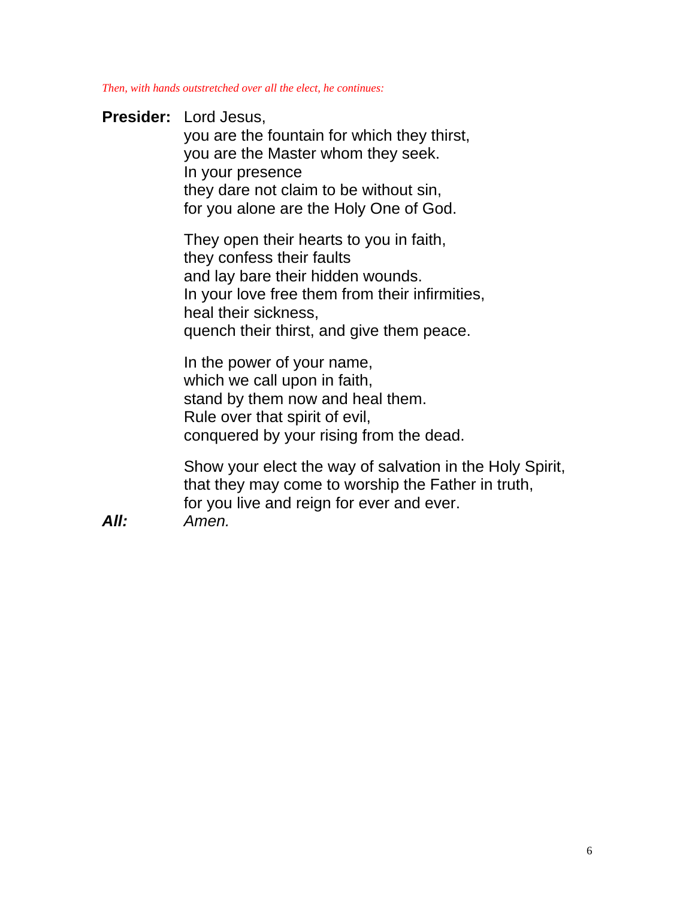*Then, with hands outstretched over all the elect, he continues:*

**Presider:** Lord Jesus,  
you are the fountain for which they thirst,  
you are the Master whom they seek.  
In your presence  
they dare not claim to be without sin,  
for you alone are the Holy One of God.

They open their hearts to you in faith,  
they confess their faults  
and lay bare their hidden wounds.  
In your love free them from their infirmities,  
heal their sickness,  
quench their thirst, and give them peace.

In the power of your name,  
which we call upon in faith,  
stand by them now and heal them.  
Rule over that spirit of evil,  
conquered by your rising from the dead.

Show your elect the way of salvation in the Holy Spirit,  
that they may come to worship the Father in truth,  
for you live and reign for ever and ever.

***All:*** *Amen.*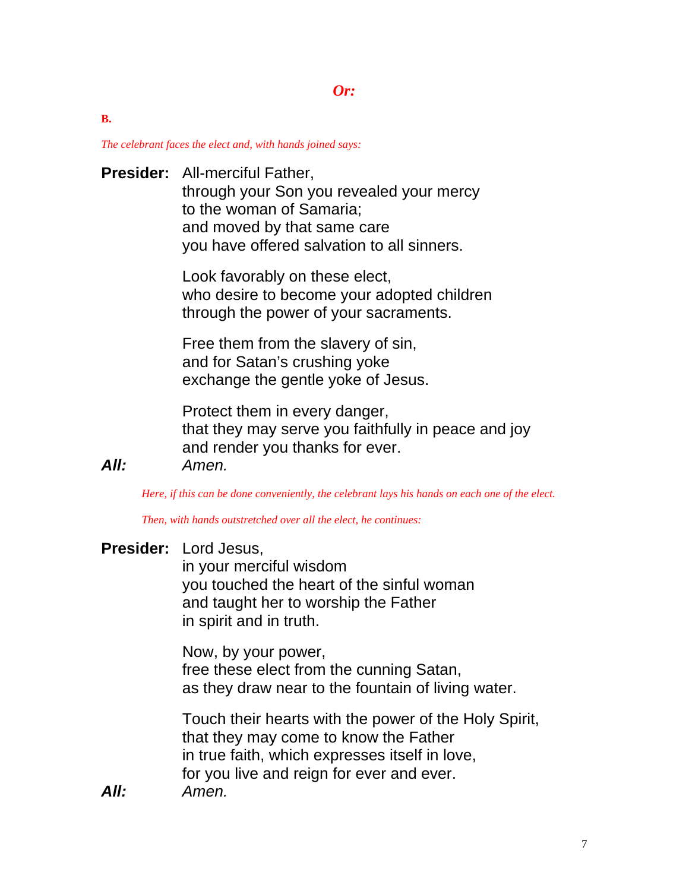*Or:*

**B.**

*The celebrant faces the elect and, with hands joined says:*

**Presider:** All-merciful Father,
through your Son you revealed your mercy
to the woman of Samaria;
and moved by that same care
you have offered salvation to all sinners.

Look favorably on these elect,
who desire to become your adopted children
through the power of your sacraments.

Free them from the slavery of sin,
and for Satan's crushing yoke
exchange the gentle yoke of Jesus.

Protect them in every danger,
that they may serve you faithfully in peace and joy
and render you thanks for ever.

***All:*** *Amen.*

*Here, if this can be done conveniently, the celebrant lays his hands on each one of the elect.*

*Then, with hands outstretched over all the elect, he continues:*

**Presider:** Lord Jesus,
in your merciful wisdom
you touched the heart of the sinful woman
and taught her to worship the Father
in spirit and in truth.

Now, by your power,
free these elect from the cunning Satan,
as they draw near to the fountain of living water.

Touch their hearts with the power of the Holy Spirit,
that they may come to know the Father
in true faith, which expresses itself in love,
for you live and reign for ever and ever.

***All:*** *Amen.*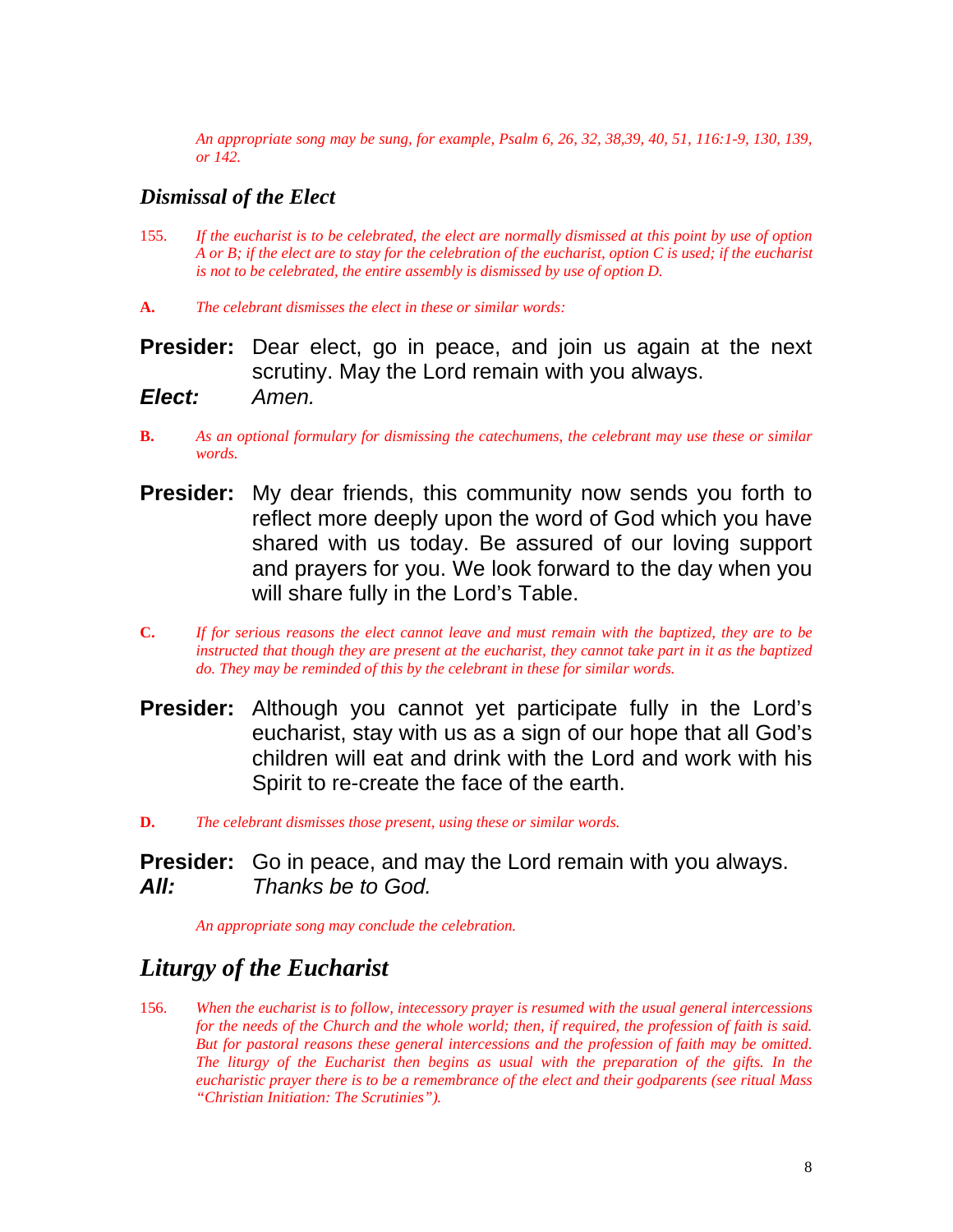*An appropriate song may be sung, for example, Psalm 6, 26, 32, 38,39, 40, 51, 116:1-9, 130, 139, or 142.*

## *Dismissal of the Elect*

155. *If the eucharist is to be celebrated, the elect are normally dismissed at this point by use of option A or B; if the elect are to stay for the celebration of the eucharist, option C is used; if the eucharist is not to be celebrated, the entire assembly is dismissed by use of option D.*

**A.** *The celebrant dismisses the elect in these or similar words:*

**Presider:** Dear elect, go in peace, and join us again at the next scrutiny. May the Lord remain with you always.
***Elect:*** *Amen.*

**B.** *As an optional formulary for dismissing the catechumens, the celebrant may use these or similar words.*

**Presider:** My dear friends, this community now sends you forth to reflect more deeply upon the word of God which you have shared with us today. Be assured of our loving support and prayers for you. We look forward to the day when you will share fully in the Lord's Table.

**C.** *If for serious reasons the elect cannot leave and must remain with the baptized, they are to be instructed that though they are present at the eucharist, they cannot take part in it as the baptized do. They may be reminded of this by the celebrant in these for similar words.*

**Presider:** Although you cannot yet participate fully in the Lord's eucharist, stay with us as a sign of our hope that all God's children will eat and drink with the Lord and work with his Spirit to re-create the face of the earth.

**D.** *The celebrant dismisses those present, using these or similar words.*

**Presider:** Go in peace, and may the Lord remain with you always.
***All:*** *Thanks be to God.*

*An appropriate song may conclude the celebration.*

## *Liturgy of the Eucharist*

156. *When the eucharist is to follow, intecessory prayer is resumed with the usual general intercessions for the needs of the Church and the whole world; then, if required, the profession of faith is said. But for pastoral reasons these general intercessions and the profession of faith may be omitted. The liturgy of the Eucharist then begins as usual with the preparation of the gifts. In the eucharistic prayer there is to be a remembrance of the elect and their godparents (see ritual Mass "Christian Initiation: The Scrutinies").*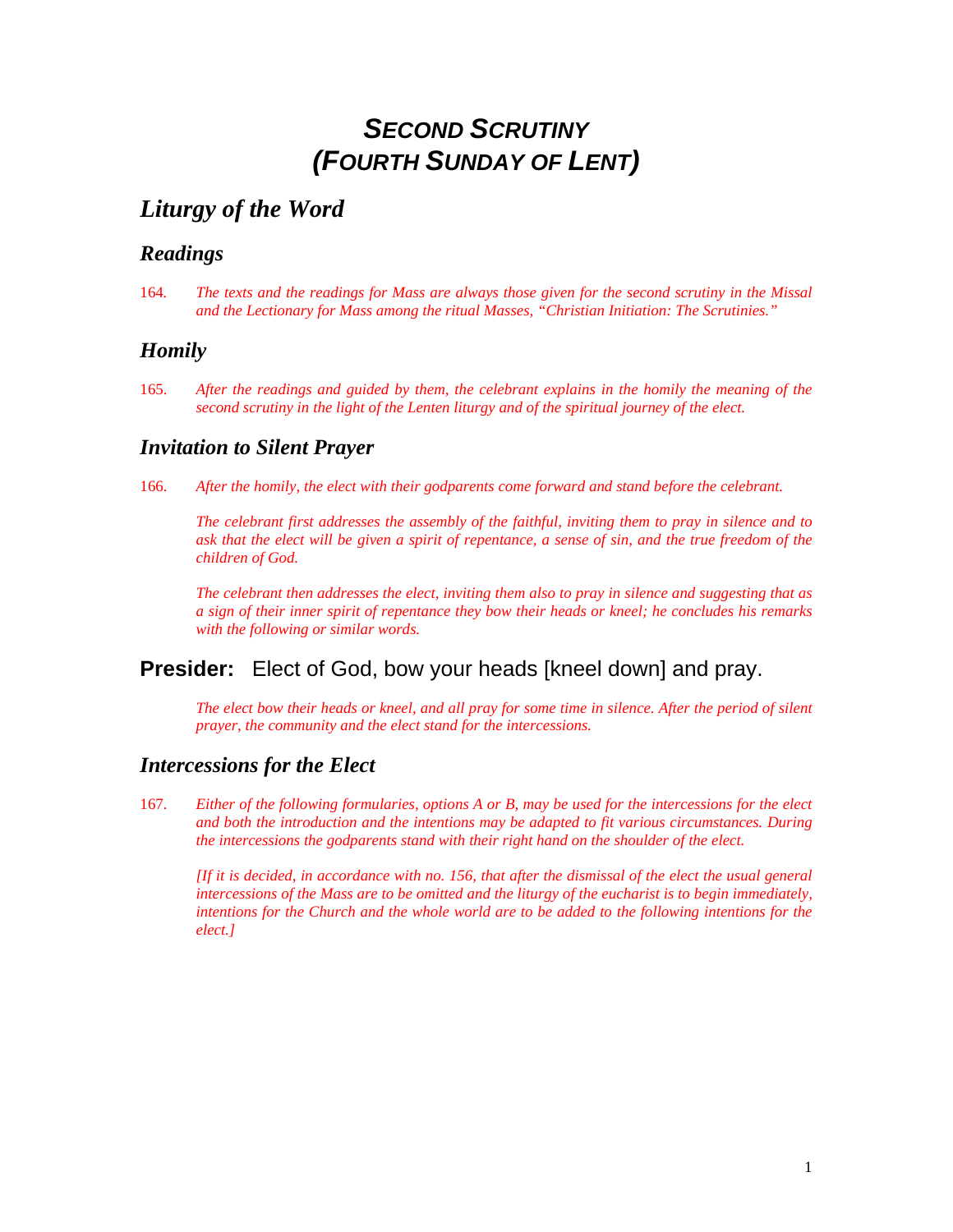# *SECOND SCRUTINY (FOURTH SUNDAY OF LENT)*

## *Liturgy of the Word*

### *Readings*

164. *The texts and the readings for Mass are always those given for the second scrutiny in the Missal and the Lectionary for Mass among the ritual Masses, "Christian Initiation: The Scrutinies."*

### *Homily*

165. *After the readings and guided by them, the celebrant explains in the homily the meaning of the second scrutiny in the light of the Lenten liturgy and of the spiritual journey of the elect.*

### *Invitation to Silent Prayer*

166. *After the homily, the elect with their godparents come forward and stand before the celebrant.*

*The celebrant first addresses the assembly of the faithful, inviting them to pray in silence and to ask that the elect will be given a spirit of repentance, a sense of sin, and the true freedom of the children of God.*

*The celebrant then addresses the elect, inviting them also to pray in silence and suggesting that as a sign of their inner spirit of repentance they bow their heads or kneel; he concludes his remarks with the following or similar words.*

**Presider:** Elect of God, bow your heads [kneel down] and pray.

*The elect bow their heads or kneel, and all pray for some time in silence. After the period of silent prayer, the community and the elect stand for the intercessions.*

### *Intercessions for the Elect*

167. *Either of the following formularies, options A or B, may be used for the intercessions for the elect and both the introduction and the intentions may be adapted to fit various circumstances. During the intercessions the godparents stand with their right hand on the shoulder of the elect.*

*[If it is decided, in accordance with no. 156, that after the dismissal of the elect the usual general intercessions of the Mass are to be omitted and the liturgy of the eucharist is to begin immediately, intentions for the Church and the whole world are to be added to the following intentions for the elect.]*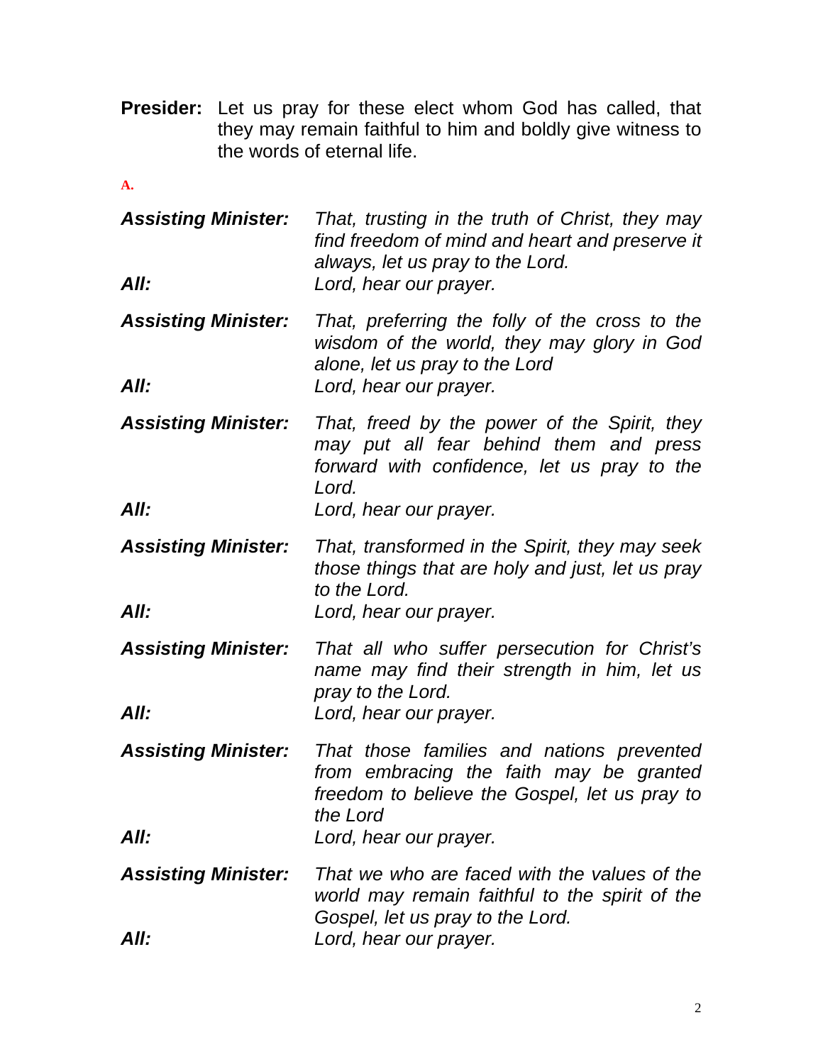**Presider:** Let us pray for these elect whom God has called, that they may remain faithful to him and boldly give witness to the words of eternal life.

**A.**

***Assisting Minister:*** *That, trusting in the truth of Christ, they may find freedom of mind and heart and preserve it always, let us pray to the Lord.*

***All:*** *Lord, hear our prayer.*

***Assisting Minister:*** *That, preferring the folly of the cross to the wisdom of the world, they may glory in God alone, let us pray to the Lord*

***All:*** *Lord, hear our prayer.*

***Assisting Minister:*** *That, freed by the power of the Spirit, they may put all fear behind them and press forward with confidence, let us pray to the Lord.*

***All:*** *Lord, hear our prayer.*

***Assisting Minister:*** *That, transformed in the Spirit, they may seek those things that are holy and just, let us pray to the Lord.*

***All:*** *Lord, hear our prayer.*

***Assisting Minister:*** *That all who suffer persecution for Christ's name may find their strength in him, let us pray to the Lord.*

***All:*** *Lord, hear our prayer.*

***Assisting Minister:*** *That those families and nations prevented from embracing the faith may be granted freedom to believe the Gospel, let us pray to the Lord*

***All:*** *Lord, hear our prayer.*

***Assisting Minister:*** *That we who are faced with the values of the world may remain faithful to the spirit of the Gospel, let us pray to the Lord.*

***All:*** *Lord, hear our prayer.*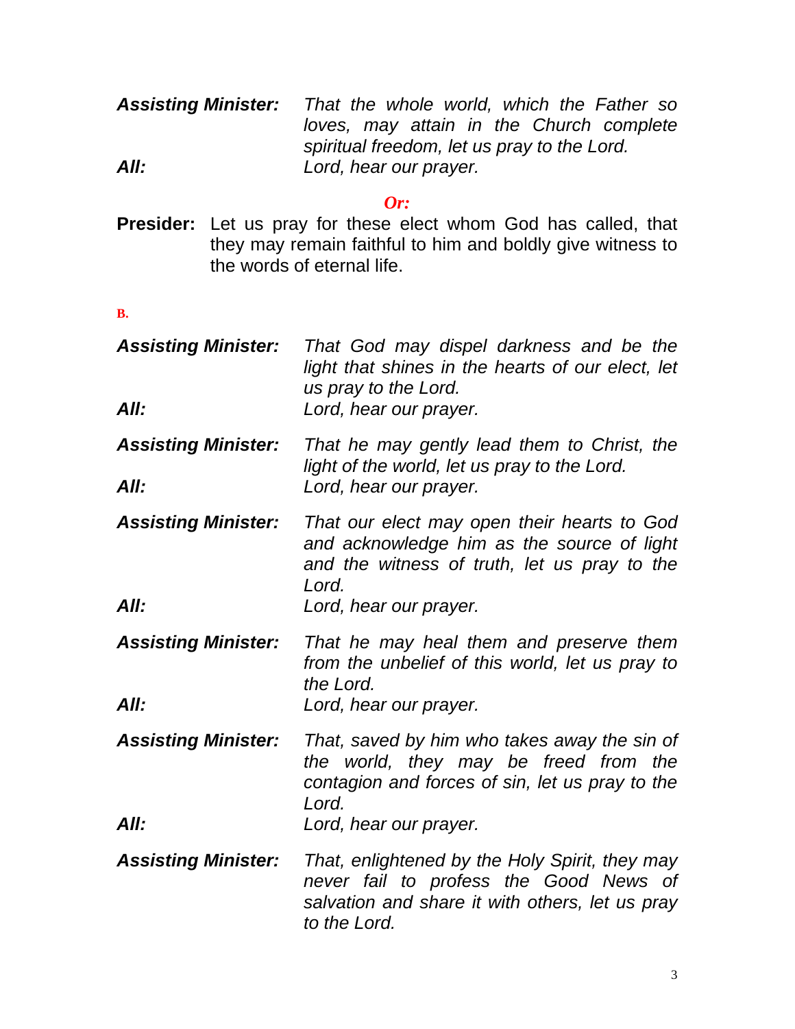***Assisting Minister:*** *That the whole world, which the Father so loves, may attain in the Church complete spiritual freedom, let us pray to the Lord.*

***All:*** *Lord, hear our prayer.*

***Or:***

**Presider:** Let us pray for these elect whom God has called, that they may remain faithful to him and boldly give witness to the words of eternal life.

**B.**

***Assisting Minister:*** *That God may dispel darkness and be the light that shines in the hearts of our elect, let us pray to the Lord.*

***All:*** *Lord, hear our prayer.*

***Assisting Minister:*** *That he may gently lead them to Christ, the light of the world, let us pray to the Lord.*

***All:*** *Lord, hear our prayer.*

***Assisting Minister:*** *That our elect may open their hearts to God and acknowledge him as the source of light and the witness of truth, let us pray to the Lord.*

***All:*** *Lord, hear our prayer.*

***Assisting Minister:*** *That he may heal them and preserve them from the unbelief of this world, let us pray to the Lord.*

***All:*** *Lord, hear our prayer.*

***Assisting Minister:*** *That, saved by him who takes away the sin of the world, they may be freed from the contagion and forces of sin, let us pray to the Lord.*

***All:*** *Lord, hear our prayer.*

***Assisting Minister:*** *That, enlightened by the Holy Spirit, they may never fail to profess the Good News of salvation and share it with others, let us pray to the Lord.*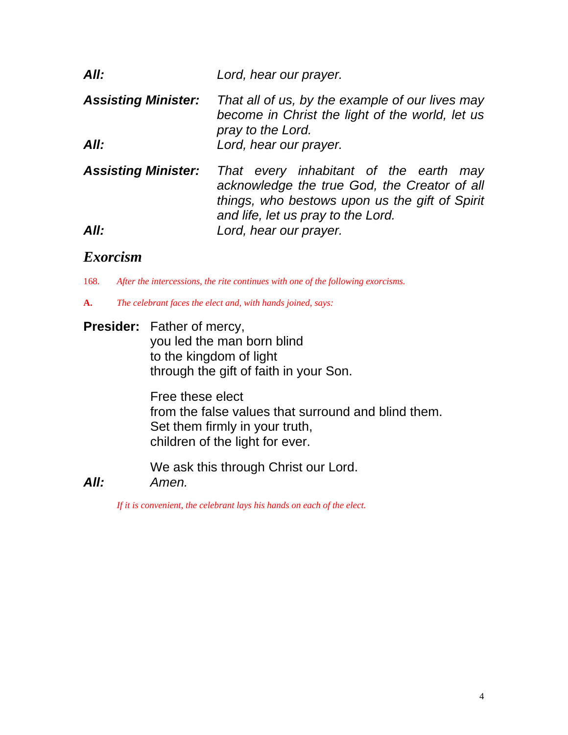***All:*** *Lord, hear our prayer.*

***Assisting Minister:*** *That all of us, by the example of our lives may become in Christ the light of the world, let us pray to the Lord.*

***All:*** *Lord, hear our prayer.*

***Assisting Minister:*** *That every inhabitant of the earth may acknowledge the true God, the Creator of all things, who bestows upon us the gift of Spirit and life, let us pray to the Lord.*

***All:*** *Lord, hear our prayer.*

## *Exorcism*

168. *After the intercessions, the rite continues with one of the following exorcisms.*

**A.** *The celebrant faces the elect and, with hands joined, says:*

**Presider:** Father of mercy,
you led the man born blind
to the kingdom of light
through the gift of faith in your Son.

Free these elect
from the false values that surround and blind them.
Set them firmly in your truth,
children of the light for ever.

We ask this through Christ our Lord.

***All:*** *Amen.*

*If it is convenient, the celebrant lays his hands on each of the elect.*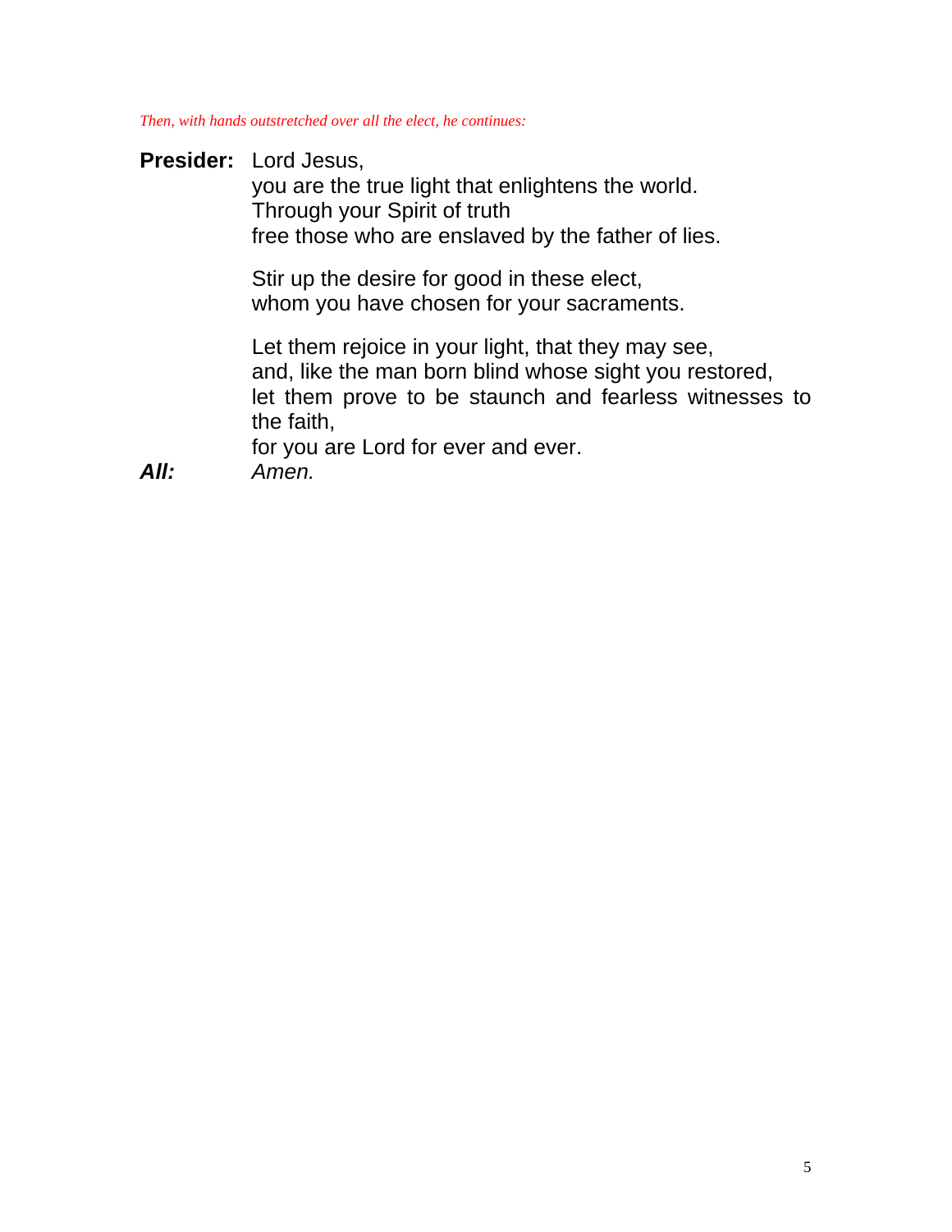*Then, with hands outstretched over all the elect, he continues:*

**Presider:** Lord Jesus,
you are the true light that enlightens the world.
Through your Spirit of truth
free those who are enslaved by the father of lies.

Stir up the desire for good in these elect,
whom you have chosen for your sacraments.

Let them rejoice in your light, that they may see,
and, like the man born blind whose sight you restored,
let them prove to be staunch and fearless witnesses to the faith,
for you are Lord for ever and ever.

***All:*** *Amen.*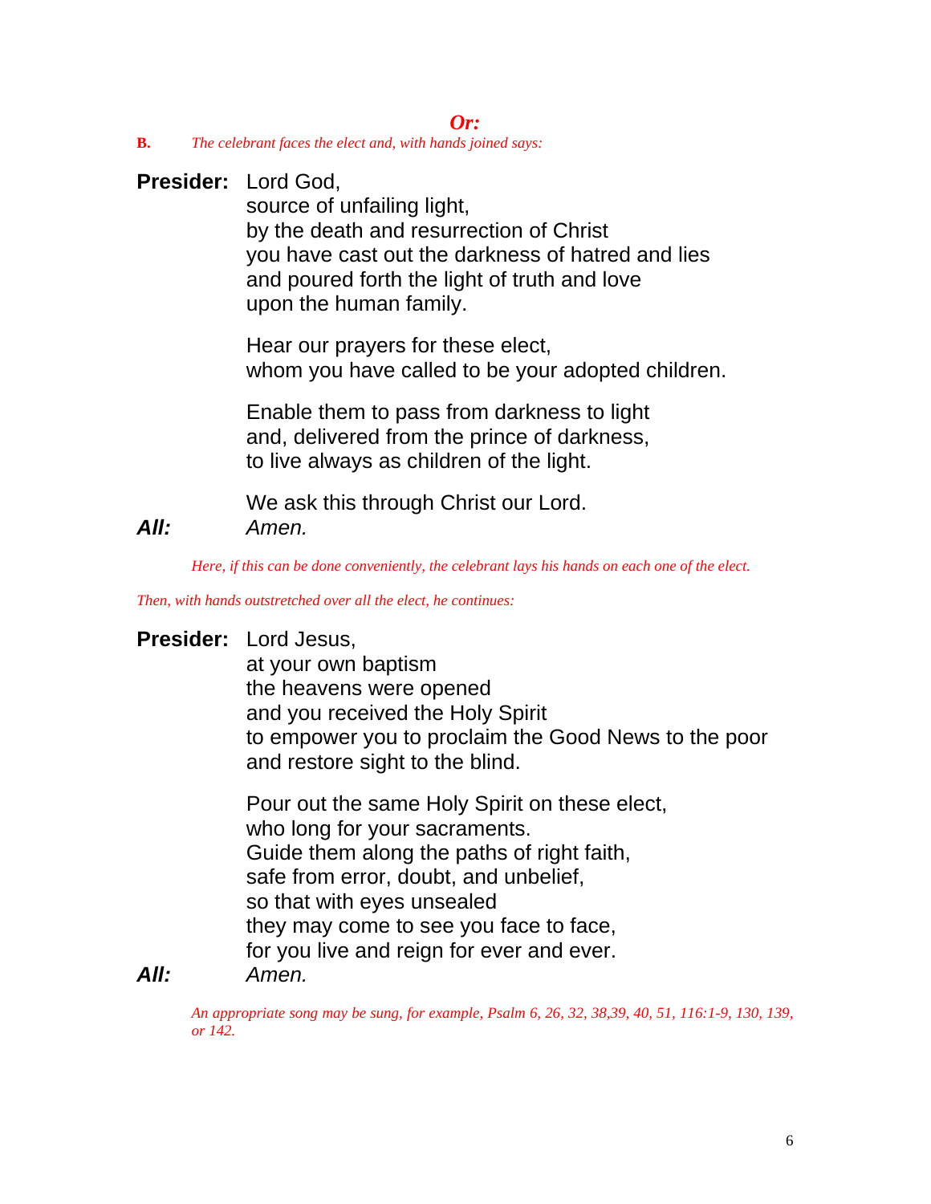***Or:***

**B.** *The celebrant faces the elect and, with hands joined says:*

**Presider:** Lord God,
source of unfailing light,
by the death and resurrection of Christ
you have cast out the darkness of hatred and lies
and poured forth the light of truth and love
upon the human family.

Hear our prayers for these elect,
whom you have called to be your adopted children.

Enable them to pass from darkness to light
and, delivered from the prince of darkness,
to live always as children of the light.

We ask this through Christ our Lord.

***All:*** *Amen.*

*Here, if this can be done conveniently, the celebrant lays his hands on each one of the elect.*

*Then, with hands outstretched over all the elect, he continues:*

**Presider:** Lord Jesus,
at your own baptism
the heavens were opened
and you received the Holy Spirit
to empower you to proclaim the Good News to the poor
and restore sight to the blind.

Pour out the same Holy Spirit on these elect,
who long for your sacraments.
Guide them along the paths of right faith,
safe from error, doubt, and unbelief,
so that with eyes unsealed
they may come to see you face to face,
for you live and reign for ever and ever.

***All:*** *Amen.*

*An appropriate song may be sung, for example, Psalm 6, 26, 32, 38,39, 40, 51, 116:1-9, 130, 139, or 142.*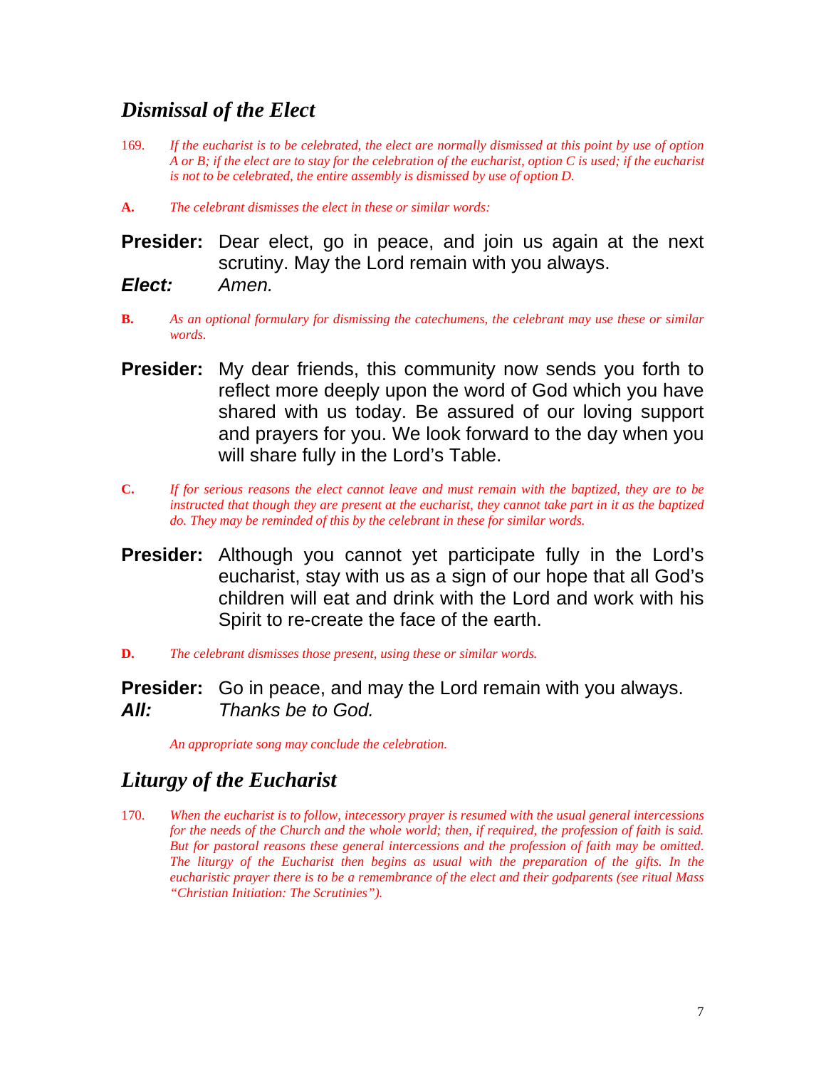## *Dismissal of the Elect*

169. *If the eucharist is to be celebrated, the elect are normally dismissed at this point by use of option A or B; if the elect are to stay for the celebration of the eucharist, option C is used; if the eucharist is not to be celebrated, the entire assembly is dismissed by use of option D.*

**A.** *The celebrant dismisses the elect in these or similar words:*

**Presider:** Dear elect, go in peace, and join us again at the next scrutiny. May the Lord remain with you always.

***Elect:*** *Amen.*

**B.** *As an optional formulary for dismissing the catechumens, the celebrant may use these or similar words.*

**Presider:** My dear friends, this community now sends you forth to reflect more deeply upon the word of God which you have shared with us today. Be assured of our loving support and prayers for you. We look forward to the day when you will share fully in the Lord's Table.

**C.** *If for serious reasons the elect cannot leave and must remain with the baptized, they are to be instructed that though they are present at the eucharist, they cannot take part in it as the baptized do. They may be reminded of this by the celebrant in these for similar words.*

**Presider:** Although you cannot yet participate fully in the Lord's eucharist, stay with us as a sign of our hope that all God's children will eat and drink with the Lord and work with his Spirit to re-create the face of the earth.

**D.** *The celebrant dismisses those present, using these or similar words.*

**Presider:** Go in peace, and may the Lord remain with you always.

***All:*** *Thanks be to God.*

*An appropriate song may conclude the celebration.*

## *Liturgy of the Eucharist*

170. *When the eucharist is to follow, intecessory prayer is resumed with the usual general intercessions for the needs of the Church and the whole world; then, if required, the profession of faith is said. But for pastoral reasons these general intercessions and the profession of faith may be omitted. The liturgy of the Eucharist then begins as usual with the preparation of the gifts. In the eucharistic prayer there is to be a remembrance of the elect and their godparents (see ritual Mass "Christian Initiation: The Scrutinies").*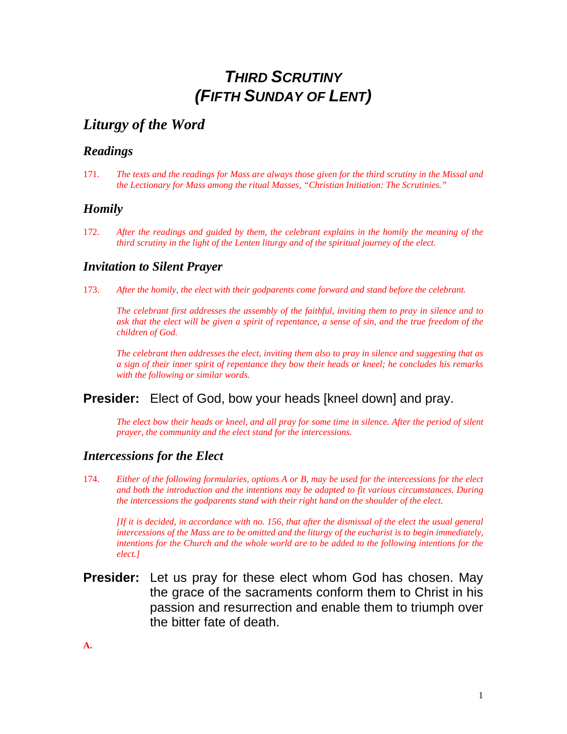# *THIRD SCRUTINY (FIFTH SUNDAY OF LENT)*

## *Liturgy of the Word*

### *Readings*

171. *The texts and the readings for Mass are always those given for the third scrutiny in the Missal and the Lectionary for Mass among the ritual Masses, "Christian Initiation: The Scrutinies."*

### *Homily*

172. *After the readings and guided by them, the celebrant explains in the homily the meaning of the third scrutiny in the light of the Lenten liturgy and of the spiritual journey of the elect.*

### *Invitation to Silent Prayer*

173. *After the homily, the elect with their godparents come forward and stand before the celebrant.*

*The celebrant first addresses the assembly of the faithful, inviting them to pray in silence and to ask that the elect will be given a spirit of repentance, a sense of sin, and the true freedom of the children of God.*

*The celebrant then addresses the elect, inviting them also to pray in silence and suggesting that as a sign of their inner spirit of repentance they bow their heads or kneel; he concludes his remarks with the following or similar words.*

**Presider:** Elect of God, bow your heads [kneel down] and pray.

*The elect bow their heads or kneel, and all pray for some time in silence. After the period of silent prayer, the community and the elect stand for the intercessions.*

### *Intercessions for the Elect*

174. *Either of the following formularies, options A or B, may be used for the intercessions for the elect and both the introduction and the intentions may be adapted to fit various circumstances. During the intercessions the godparents stand with their right hand on the shoulder of the elect.*

*[If it is decided, in accordance with no. 156, that after the dismissal of the elect the usual general intercessions of the Mass are to be omitted and the liturgy of the eucharist is to begin immediately, intentions for the Church and the whole world are to be added to the following intentions for the elect.]*

**Presider:** Let us pray for these elect whom God has chosen. May the grace of the sacraments conform them to Christ in his passion and resurrection and enable them to triumph over the bitter fate of death.

**A.**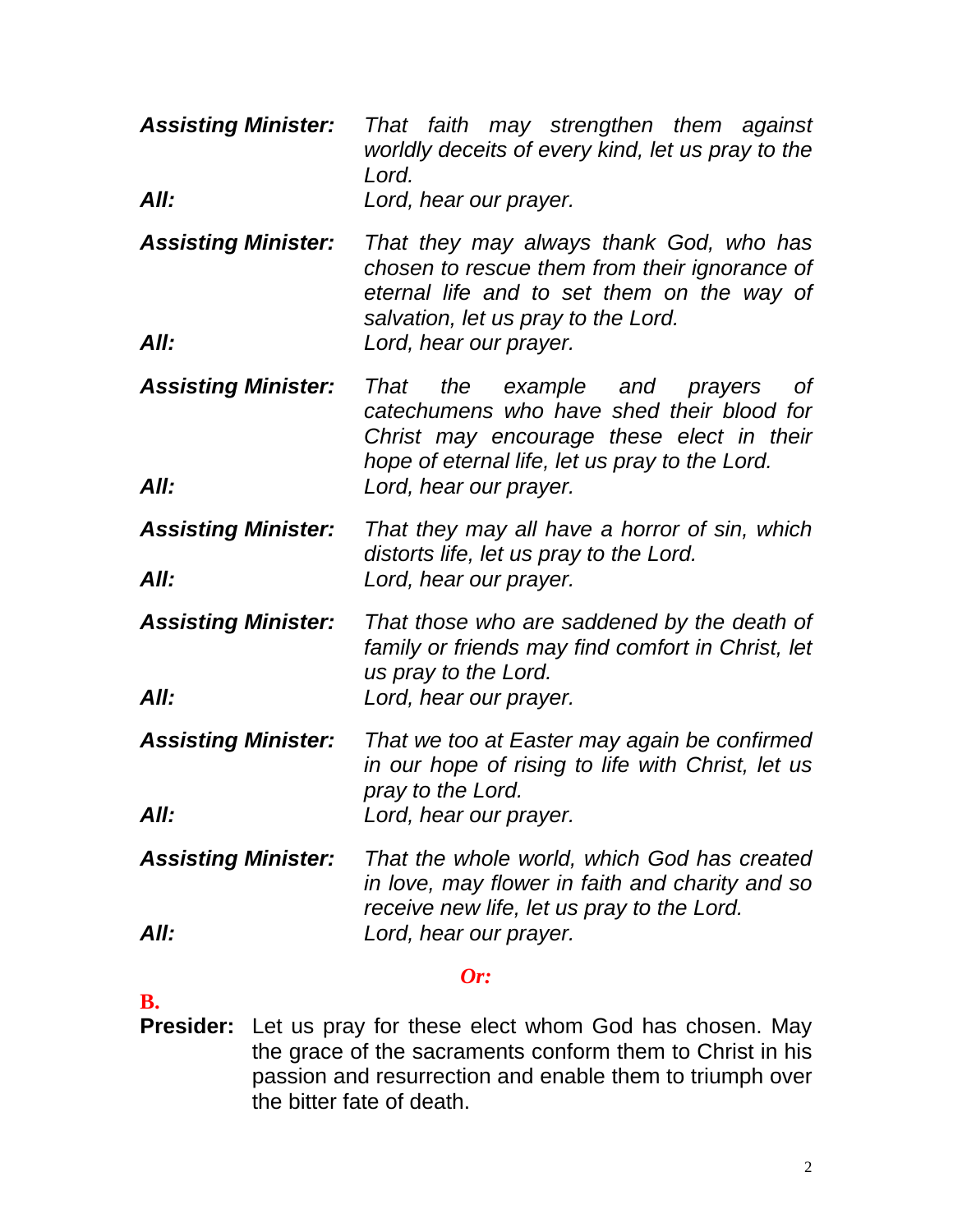***Assisting Minister:*** *That faith may strengthen them against worldly deceits of every kind, let us pray to the Lord.*

***All:*** *Lord, hear our prayer.*

***Assisting Minister:*** *That they may always thank God, who has chosen to rescue them from their ignorance of eternal life and to set them on the way of salvation, let us pray to the Lord.*

***All:*** *Lord, hear our prayer.*

***Assisting Minister:*** *That the example and prayers of catechumens who have shed their blood for Christ may encourage these elect in their hope of eternal life, let us pray to the Lord.*

***All:*** *Lord, hear our prayer.*

***Assisting Minister:*** *That they may all have a horror of sin, which distorts life, let us pray to the Lord.*

***All:*** *Lord, hear our prayer.*

***Assisting Minister:*** *That those who are saddened by the death of family or friends may find comfort in Christ, let us pray to the Lord.*

***All:*** *Lord, hear our prayer.*

***Assisting Minister:*** *That we too at Easter may again be confirmed in our hope of rising to life with Christ, let us pray to the Lord.*

***All:*** *Lord, hear our prayer.*

***Assisting Minister:*** *That the whole world, which God has created in love, may flower in faith and charity and so receive new life, let us pray to the Lord.*

***All:*** *Lord, hear our prayer.*

***Or:***

**B.**

**Presider:** Let us pray for these elect whom God has chosen. May the grace of the sacraments conform them to Christ in his passion and resurrection and enable them to triumph over the bitter fate of death.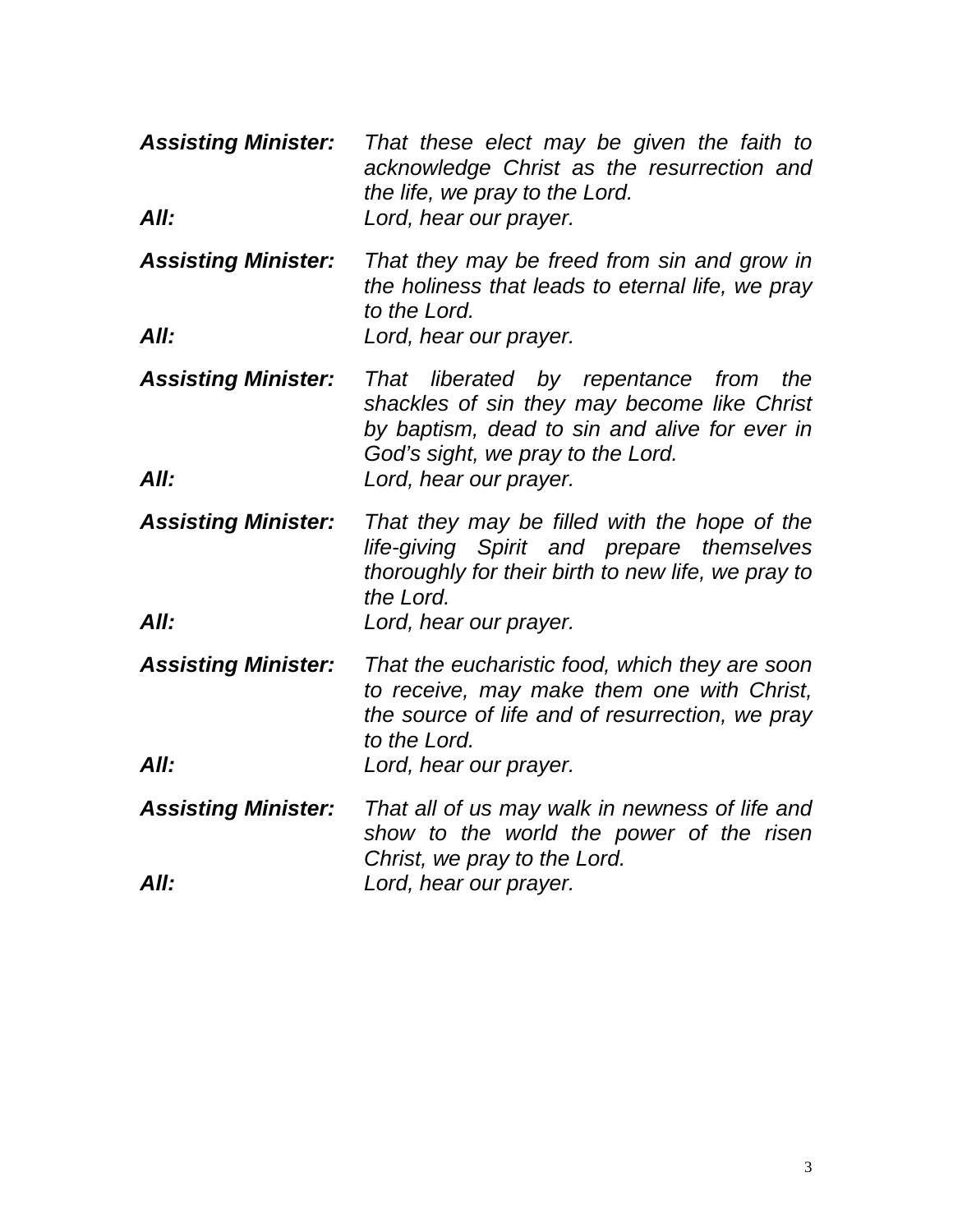***Assisting Minister:*** *That these elect may be given the faith to acknowledge Christ as the resurrection and the life, we pray to the Lord.*

***All:*** *Lord, hear our prayer.*

***Assisting Minister:*** *That they may be freed from sin and grow in the holiness that leads to eternal life, we pray to the Lord.*

***All:*** *Lord, hear our prayer.*

***Assisting Minister:*** *That liberated by repentance from the shackles of sin they may become like Christ by baptism, dead to sin and alive for ever in God's sight, we pray to the Lord.*

***All:*** *Lord, hear our prayer.*

***Assisting Minister:*** *That they may be filled with the hope of the life-giving Spirit and prepare themselves thoroughly for their birth to new life, we pray to the Lord.*

***All:*** *Lord, hear our prayer.*

***Assisting Minister:*** *That the eucharistic food, which they are soon to receive, may make them one with Christ, the source of life and of resurrection, we pray to the Lord.*

***All:*** *Lord, hear our prayer.*

***Assisting Minister:*** *That all of us may walk in newness of life and show to the world the power of the risen Christ, we pray to the Lord.*

***All:*** *Lord, hear our prayer.*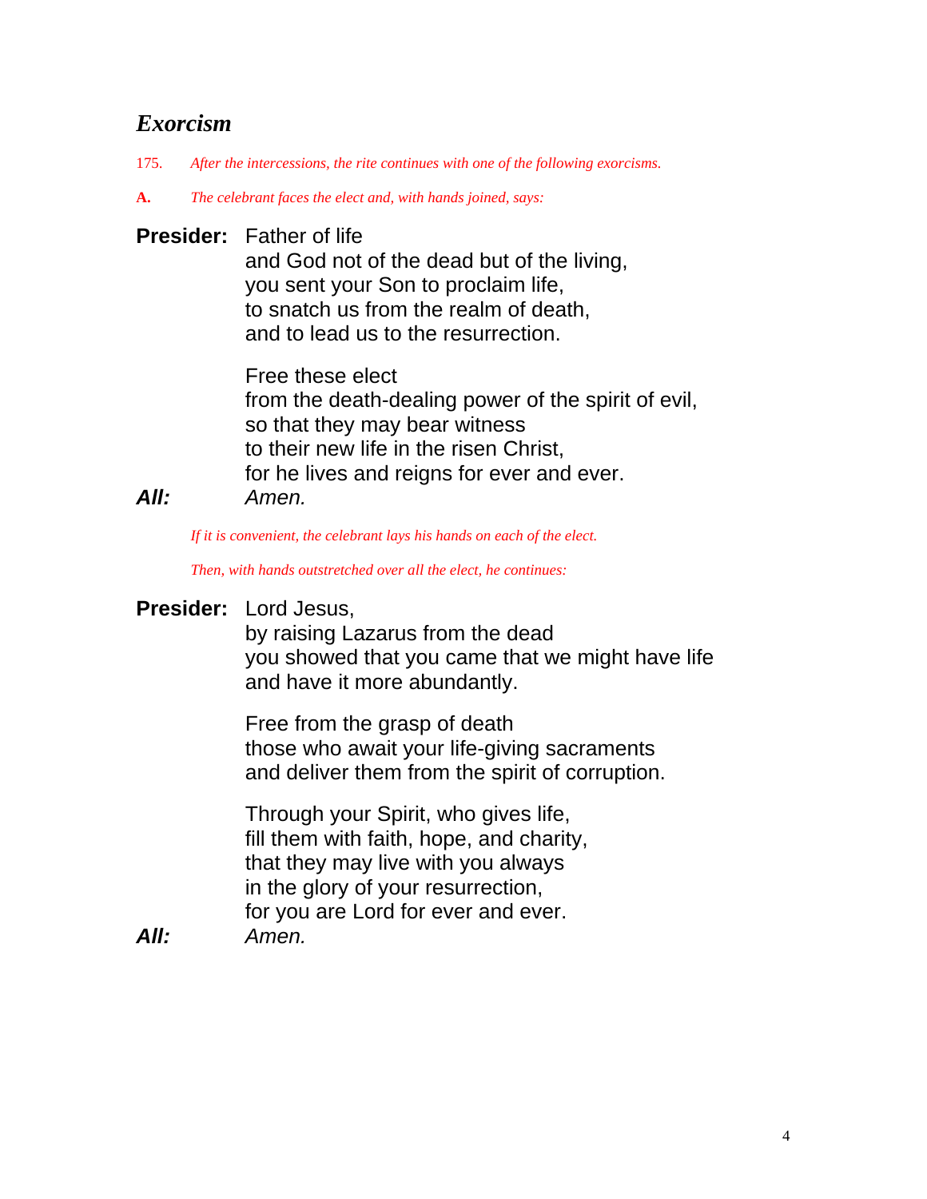## *Exorcism*

175. *After the intercessions, the rite continues with one of the following exorcisms.*

**A.** *The celebrant faces the elect and, with hands joined, says:*

**Presider:** Father of life
and God not of the dead but of the living,
you sent your Son to proclaim life,
to snatch us from the realm of death,
and to lead us to the resurrection.

Free these elect
from the death-dealing power of the spirit of evil,
so that they may bear witness
to their new life in the risen Christ,
for he lives and reigns for ever and ever.

***All:*** *Amen.*

*If it is convenient, the celebrant lays his hands on each of the elect.*

*Then, with hands outstretched over all the elect, he continues:*

**Presider:** Lord Jesus,
by raising Lazarus from the dead
you showed that you came that we might have life
and have it more abundantly.

Free from the grasp of death
those who await your life-giving sacraments
and deliver them from the spirit of corruption.

Through your Spirit, who gives life,
fill them with faith, hope, and charity,
that they may live with you always
in the glory of your resurrection,
for you are Lord for ever and ever.

***All:*** *Amen.*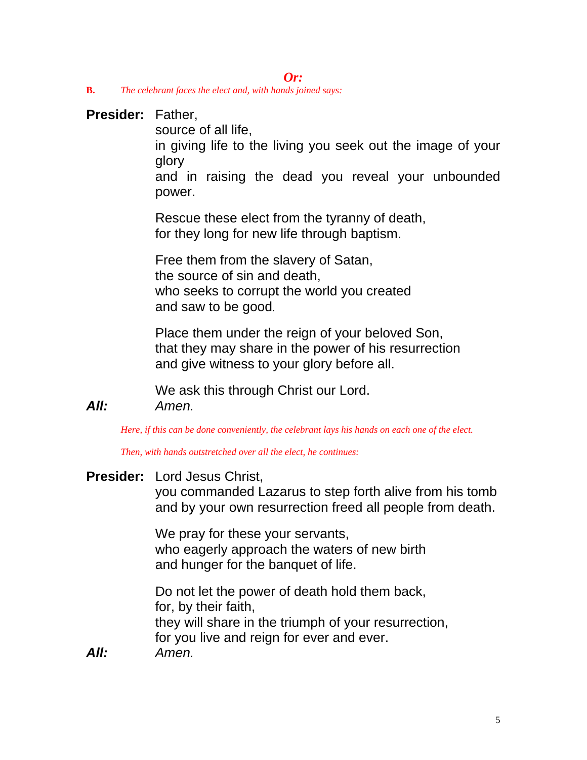***Or:***

**B.** *The celebrant faces the elect and, with hands joined says:*

**Presider:** Father,
source of all life,
in giving life to the living you seek out the image of your glory
and in raising the dead you reveal your unbounded power.

Rescue these elect from the tyranny of death,
for they long for new life through baptism.

Free them from the slavery of Satan,
the source of sin and death,
who seeks to corrupt the world you created
and saw to be good.

Place them under the reign of your beloved Son,
that they may share in the power of his resurrection
and give witness to your glory before all.

We ask this through Christ our Lord.

***All:*** *Amen.*

*Here, if this can be done conveniently, the celebrant lays his hands on each one of the elect.*

*Then, with hands outstretched over all the elect, he continues:*

**Presider:** Lord Jesus Christ,
you commanded Lazarus to step forth alive from his tomb
and by your own resurrection freed all people from death.

We pray for these your servants,
who eagerly approach the waters of new birth
and hunger for the banquet of life.

Do not let the power of death hold them back,
for, by their faith,
they will share in the triumph of your resurrection,
for you live and reign for ever and ever.

***All:*** *Amen.*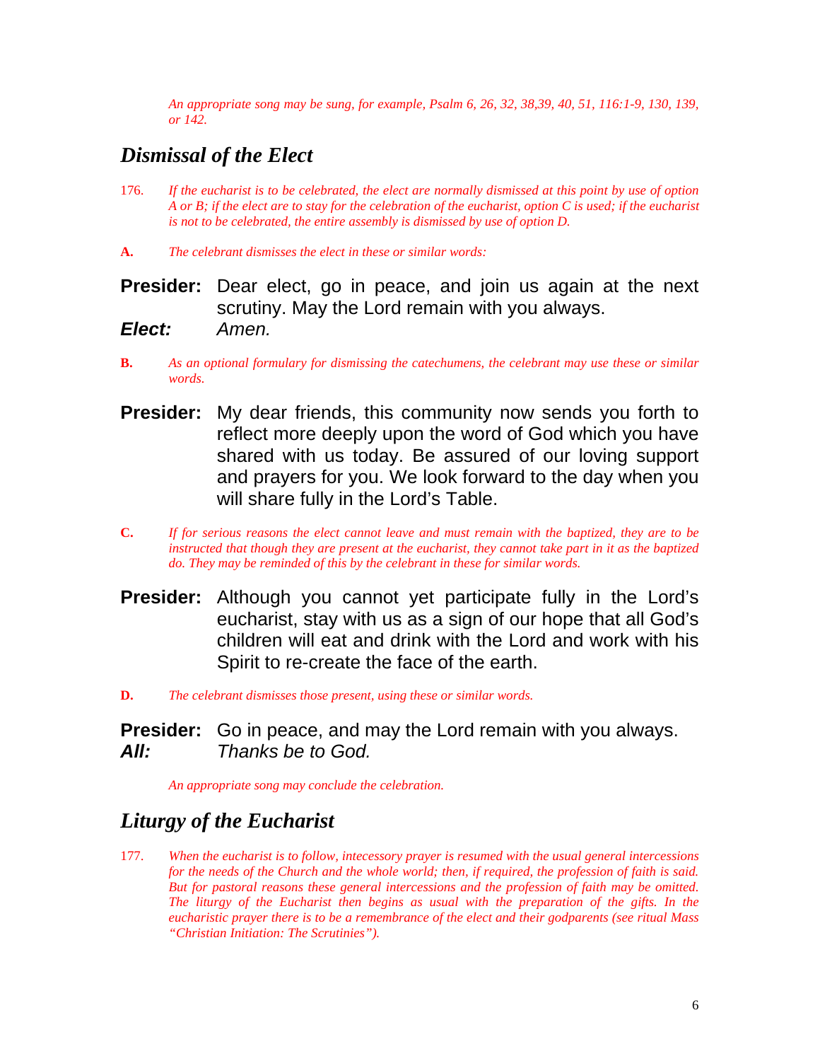*An appropriate song may be sung, for example, Psalm 6, 26, 32, 38,39, 40, 51, 116:1-9, 130, 139, or 142.*

## *Dismissal of the Elect*

176. *If the eucharist is to be celebrated, the elect are normally dismissed at this point by use of option A or B; if the elect are to stay for the celebration of the eucharist, option C is used; if the eucharist is not to be celebrated, the entire assembly is dismissed by use of option D.*

**A.** *The celebrant dismisses the elect in these or similar words:*

**Presider:** Dear elect, go in peace, and join us again at the next scrutiny. May the Lord remain with you always.
***Elect:*** *Amen.*

**B.** *As an optional formulary for dismissing the catechumens, the celebrant may use these or similar words.*

**Presider:** My dear friends, this community now sends you forth to reflect more deeply upon the word of God which you have shared with us today. Be assured of our loving support and prayers for you. We look forward to the day when you will share fully in the Lord's Table.

**C.** *If for serious reasons the elect cannot leave and must remain with the baptized, they are to be instructed that though they are present at the eucharist, they cannot take part in it as the baptized do. They may be reminded of this by the celebrant in these for similar words.*

**Presider:** Although you cannot yet participate fully in the Lord's eucharist, stay with us as a sign of our hope that all God's children will eat and drink with the Lord and work with his Spirit to re-create the face of the earth.

**D.** *The celebrant dismisses those present, using these or similar words.*

**Presider:** Go in peace, and may the Lord remain with you always.
***All:*** *Thanks be to God.*

*An appropriate song may conclude the celebration.*

## *Liturgy of the Eucharist*

177. *When the eucharist is to follow, intecessory prayer is resumed with the usual general intercessions for the needs of the Church and the whole world; then, if required, the profession of faith is said. But for pastoral reasons these general intercessions and the profession of faith may be omitted. The liturgy of the Eucharist then begins as usual with the preparation of the gifts. In the eucharistic prayer there is to be a remembrance of the elect and their godparents (see ritual Mass "Christian Initiation: The Scrutinies").*